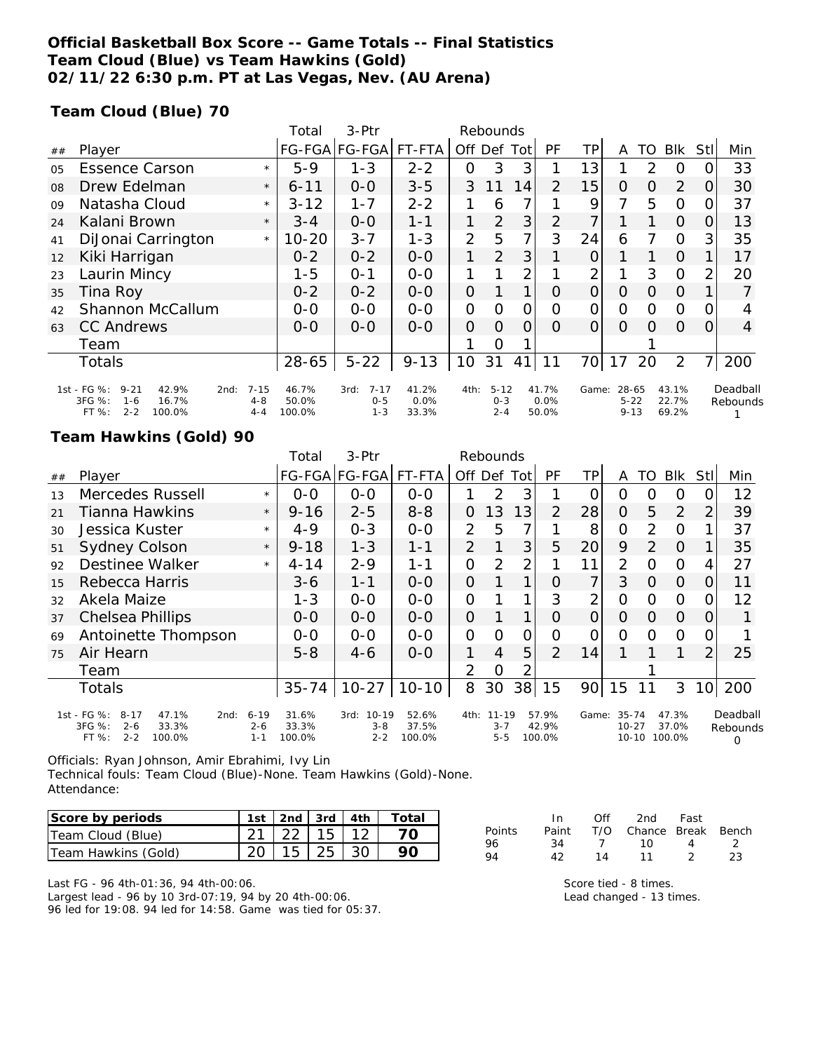**Official Basketball Box Score -- Game Totals -- Final Statistics**
**Team Cloud (Blue) vs Team Hawkins (Gold)**
**02/11/22 6:30 p.m. PT at Las Vegas, Nev. (AU Arena)**

**Team Cloud (Blue) 70**

| ## | Player | | Total FG-FGA | 3-Ptr FG-FGA | FT-FTA | Off | Def | Tot | PF | TP | A | TO | Blk | Stl | Min |
|---|---|---|---|---|---|---|---|---|---|---|---|---|---|---|---|
| 05 | Essence Carson | * | 5-9 | 1-3 | 2-2 | 0 | 3 | 3 | 1 | 13 | 1 | 2 | 0 | 0 | 33 |
| 08 | Drew Edelman | * | 6-11 | 0-0 | 3-5 | 3 | 11 | 14 | 2 | 15 | 0 | 0 | 2 | 0 | 30 |
| 09 | Natasha Cloud | * | 3-12 | 1-7 | 2-2 | 1 | 6 | 7 | 1 | 9 | 7 | 5 | 0 | 0 | 37 |
| 24 | Kalani Brown | * | 3-4 | 0-0 | 1-1 | 1 | 2 | 3 | 2 | 7 | 1 | 1 | 0 | 0 | 13 |
| 41 | DiJonai Carrington | * | 10-20 | 3-7 | 1-3 | 2 | 5 | 7 | 3 | 24 | 6 | 7 | 0 | 3 | 35 |
| 12 | Kiki Harrigan | | 0-2 | 0-2 | 0-0 | 1 | 2 | 3 | 1 | 0 | 1 | 1 | 0 | 1 | 17 |
| 23 | Laurin Mincy | | 1-5 | 0-1 | 0-0 | 1 | 1 | 2 | 1 | 2 | 1 | 3 | 0 | 2 | 20 |
| 35 | Tina Roy | | 0-2 | 0-2 | 0-0 | 0 | 1 | 1 | 0 | 0 | 0 | 0 | 0 | 1 | 7 |
| 42 | Shannon McCallum | | 0-0 | 0-0 | 0-0 | 0 | 0 | 0 | 0 | 0 | 0 | 0 | 0 | 0 | 4 |
| 63 | CC Andrews | | 0-0 | 0-0 | 0-0 | 0 | 0 | 0 | 0 | 0 | 0 | 0 | 0 | 0 | 4 |
| | Team | | | | | 1 | 0 | 1 | | | | 1 | | | |
| | Totals | | 28-65 | 5-22 | 9-13 | 10 | 31 | 41 | 11 | 70 | 17 | 20 | 2 | 7 | 200 |

| | 1st | | 2nd | | 3rd | | 4th | | Game | | Deadball Rebounds |
|---|---|---|---|---|---|---|---|---|---|---|---|
| FG % | 9-21 | 42.9% | 7-15 | 46.7% | 7-17 | 41.2% | 5-12 | 41.7% | 28-65 | 43.1% | 1 |
| 3FG % | 1-6 | 16.7% | 4-8 | 50.0% | 0-5 | 0.0% | 0-3 | 0.0% | 5-22 | 22.7% | |
| FT % | 2-2 | 100.0% | 4-4 | 100.0% | 1-3 | 33.3% | 2-4 | 50.0% | 9-13 | 69.2% | |

**Team Hawkins (Gold) 90**

| ## | Player | | Total FG-FGA | 3-Ptr FG-FGA | FT-FTA | Off | Def | Tot | PF | TP | A | TO | Blk | Stl | Min |
|---|---|---|---|---|---|---|---|---|---|---|---|---|---|---|---|
| 13 | Mercedes Russell | * | 0-0 | 0-0 | 0-0 | 1 | 2 | 3 | 1 | 0 | 0 | 0 | 0 | 0 | 12 |
| 21 | Tianna Hawkins | * | 9-16 | 2-5 | 8-8 | 0 | 13 | 13 | 2 | 28 | 0 | 5 | 2 | 2 | 39 |
| 30 | Jessica Kuster | * | 4-9 | 0-3 | 0-0 | 2 | 5 | 7 | 1 | 8 | 0 | 2 | 0 | 1 | 37 |
| 51 | Sydney Colson | * | 9-18 | 1-3 | 1-1 | 2 | 1 | 3 | 5 | 20 | 9 | 2 | 0 | 1 | 35 |
| 92 | Destinee Walker | * | 4-14 | 2-9 | 1-1 | 0 | 2 | 2 | 1 | 11 | 2 | 0 | 0 | 4 | 27 |
| 15 | Rebecca Harris | | 3-6 | 1-1 | 0-0 | 0 | 1 | 1 | 0 | 7 | 3 | 0 | 0 | 0 | 11 |
| 32 | Akela Maize | | 1-3 | 0-0 | 0-0 | 0 | 1 | 1 | 3 | 2 | 0 | 0 | 0 | 0 | 12 |
| 37 | Chelsea Phillips | | 0-0 | 0-0 | 0-0 | 0 | 1 | 1 | 0 | 0 | 0 | 0 | 0 | 0 | 1 |
| 69 | Antoinette Thompson | | 0-0 | 0-0 | 0-0 | 0 | 0 | 0 | 0 | 0 | 0 | 0 | 0 | 0 | 1 |
| 75 | Air Hearn | | 5-8 | 4-6 | 0-0 | 1 | 4 | 5 | 2 | 14 | 1 | 1 | 1 | 2 | 25 |
| | Team | | | | | 2 | 0 | 2 | | | | 1 | | | |
| | Totals | | 35-74 | 10-27 | 10-10 | 8 | 30 | 38 | 15 | 90 | 15 | 11 | 3 | 10 | 200 |

| | 1st | | 2nd | | 3rd | | 4th | | Game | | Deadball Rebounds |
|---|---|---|---|---|---|---|---|---|---|---|---|
| FG % | 8-17 | 47.1% | 6-19 | 31.6% | 10-19 | 52.6% | 11-19 | 57.9% | 35-74 | 47.3% | 0 |
| 3FG % | 2-6 | 33.3% | 2-6 | 33.3% | 3-8 | 37.5% | 3-7 | 42.9% | 10-27 | 37.0% | |
| FT % | 2-2 | 100.0% | 1-1 | 100.0% | 2-2 | 100.0% | 5-5 | 100.0% | 10-10 | 100.0% | |

Officials: Ryan Johnson, Amir Ebrahimi, Ivy Lin
Technical fouls: Team Cloud (Blue)-None. Team Hawkins (Gold)-None.
Attendance:

| Score by periods | 1st | 2nd | 3rd | 4th | Total |
|---|---|---|---|---|---|
| Team Cloud (Blue) | 21 | 22 | 15 | 12 | 70 |
| Team Hawkins (Gold) | 20 | 15 | 25 | 30 | 90 |

| Points | In Paint | Off T/O | 2nd Chance | Fast Break | Bench |
|---|---|---|---|---|---|
| 96 | 34 | 7 | 10 | 4 | 2 |
| 94 | 42 | 14 | 11 | 2 | 23 |

Last FG - 96 4th-01:36, 94 4th-00:06.
Largest lead - 96 by 10 3rd-07:19, 94 by 20 4th-00:06.
96 led for 19:08. 94 led for 14:58. Game was tied for 05:37.

Score tied - 8 times.
Lead changed - 13 times.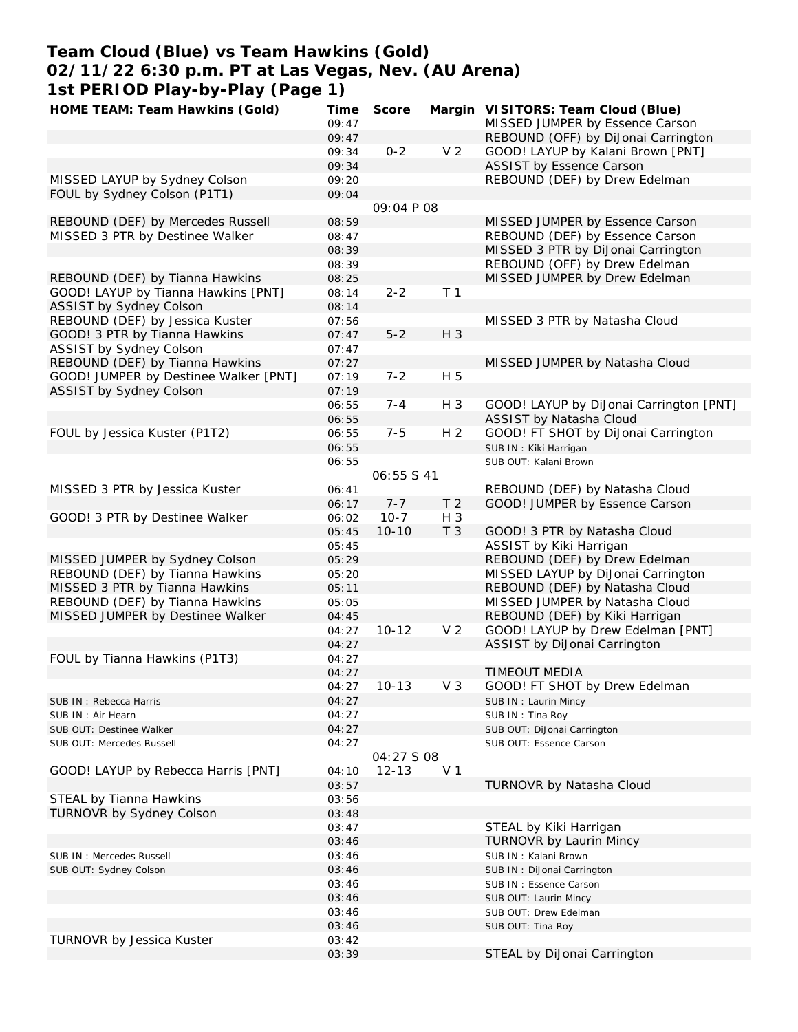# Team Cloud (Blue) vs Team Hawkins (Gold)
## 02/11/22 6:30 p.m. PT at Las Vegas, Nev. (AU Arena)
## 1st PERIOD Play-by-Play (Page 1)

| HOME TEAM: Team Hawkins (Gold) | Time | Score | Margin | VISITORS: Team Cloud (Blue) |
|---|---|---|---|---|
| | 09:47 | | | MISSED JUMPER by Essence Carson |
| | 09:47 | | | REBOUND (OFF) by DiJonai Carrington |
| | 09:34 | 0-2 | V 2 | GOOD! LAYUP by Kalani Brown [PNT] |
| | 09:34 | | | ASSIST by Essence Carson |
| MISSED LAYUP by Sydney Colson | 09:20 | | | REBOUND (DEF) by Drew Edelman |
| FOUL by Sydney Colson (P1T1) | 09:04 | | | |
| | | 09:04 P 08 | | |
| REBOUND (DEF) by Mercedes Russell | 08:59 | | | MISSED JUMPER by Essence Carson |
| MISSED 3 PTR by Destinee Walker | 08:47 | | | REBOUND (DEF) by Essence Carson |
| | 08:39 | | | MISSED 3 PTR by DiJonai Carrington |
| | 08:39 | | | REBOUND (OFF) by Drew Edelman |
| REBOUND (DEF) by Tianna Hawkins | 08:25 | | | MISSED JUMPER by Drew Edelman |
| GOOD! LAYUP by Tianna Hawkins [PNT] | 08:14 | 2-2 | T 1 | |
| ASSIST by Sydney Colson | 08:14 | | | |
| REBOUND (DEF) by Jessica Kuster | 07:56 | | | MISSED 3 PTR by Natasha Cloud |
| GOOD! 3 PTR by Tianna Hawkins | 07:47 | 5-2 | H 3 | |
| ASSIST by Sydney Colson | 07:47 | | | |
| REBOUND (DEF) by Tianna Hawkins | 07:27 | | | MISSED JUMPER by Natasha Cloud |
| GOOD! JUMPER by Destinee Walker [PNT] | 07:19 | 7-2 | H 5 | |
| ASSIST by Sydney Colson | 07:19 | | | |
| | 06:55 | 7-4 | H 3 | GOOD! LAYUP by DiJonai Carrington [PNT] |
| | 06:55 | | | ASSIST by Natasha Cloud |
| FOUL by Jessica Kuster (P1T2) | 06:55 | 7-5 | H 2 | GOOD! FT SHOT by DiJonai Carrington |
| | 06:55 | | | SUB IN : Kiki Harrigan |
| | 06:55 | | | SUB OUT: Kalani Brown |
| | | 06:55 S 41 | | |
| MISSED 3 PTR by Jessica Kuster | 06:41 | | | REBOUND (DEF) by Natasha Cloud |
| | 06:17 | 7-7 | T 2 | GOOD! JUMPER by Essence Carson |
| GOOD! 3 PTR by Destinee Walker | 06:02 | 10-7 | H 3 | |
| | 05:45 | 10-10 | T 3 | GOOD! 3 PTR by Natasha Cloud |
| | 05:45 | | | ASSIST by Kiki Harrigan |
| MISSED JUMPER by Sydney Colson | 05:29 | | | REBOUND (DEF) by Drew Edelman |
| REBOUND (DEF) by Tianna Hawkins | 05:20 | | | MISSED LAYUP by DiJonai Carrington |
| MISSED 3 PTR by Tianna Hawkins | 05:11 | | | REBOUND (DEF) by Natasha Cloud |
| REBOUND (DEF) by Tianna Hawkins | 05:05 | | | MISSED JUMPER by Natasha Cloud |
| MISSED JUMPER by Destinee Walker | 04:45 | | | REBOUND (DEF) by Kiki Harrigan |
| | 04:27 | 10-12 | V 2 | GOOD! LAYUP by Drew Edelman [PNT] |
| | 04:27 | | | ASSIST by DiJonai Carrington |
| FOUL by Tianna Hawkins (P1T3) | 04:27 | | | |
| | 04:27 | | | TIMEOUT MEDIA |
| | 04:27 | 10-13 | V 3 | GOOD! FT SHOT by Drew Edelman |
| SUB IN : Rebecca Harris | 04:27 | | | SUB IN : Laurin Mincy |
| SUB IN : Air Hearn | 04:27 | | | SUB IN : Tina Roy |
| SUB OUT: Destinee Walker | 04:27 | | | SUB OUT: DiJonai Carrington |
| SUB OUT: Mercedes Russell | 04:27 | | | SUB OUT: Essence Carson |
| | | 04:27 S 08 | | |
| GOOD! LAYUP by Rebecca Harris [PNT] | 04:10 | 12-13 | V 1 | |
| | 03:57 | | | TURNOVR by Natasha Cloud |
| STEAL by Tianna Hawkins | 03:56 | | | |
| TURNOVR by Sydney Colson | 03:48 | | | |
| | 03:47 | | | STEAL by Kiki Harrigan |
| | 03:46 | | | TURNOVR by Laurin Mincy |
| SUB IN : Mercedes Russell | 03:46 | | | SUB IN : Kalani Brown |
| SUB OUT: Sydney Colson | 03:46 | | | SUB IN : DiJonai Carrington |
| | 03:46 | | | SUB IN : Essence Carson |
| | 03:46 | | | SUB OUT: Laurin Mincy |
| | 03:46 | | | SUB OUT: Drew Edelman |
| | 03:46 | | | SUB OUT: Tina Roy |
| TURNOVR by Jessica Kuster | 03:42 | | | |
| | 03:39 | | | STEAL by DiJonai Carrington |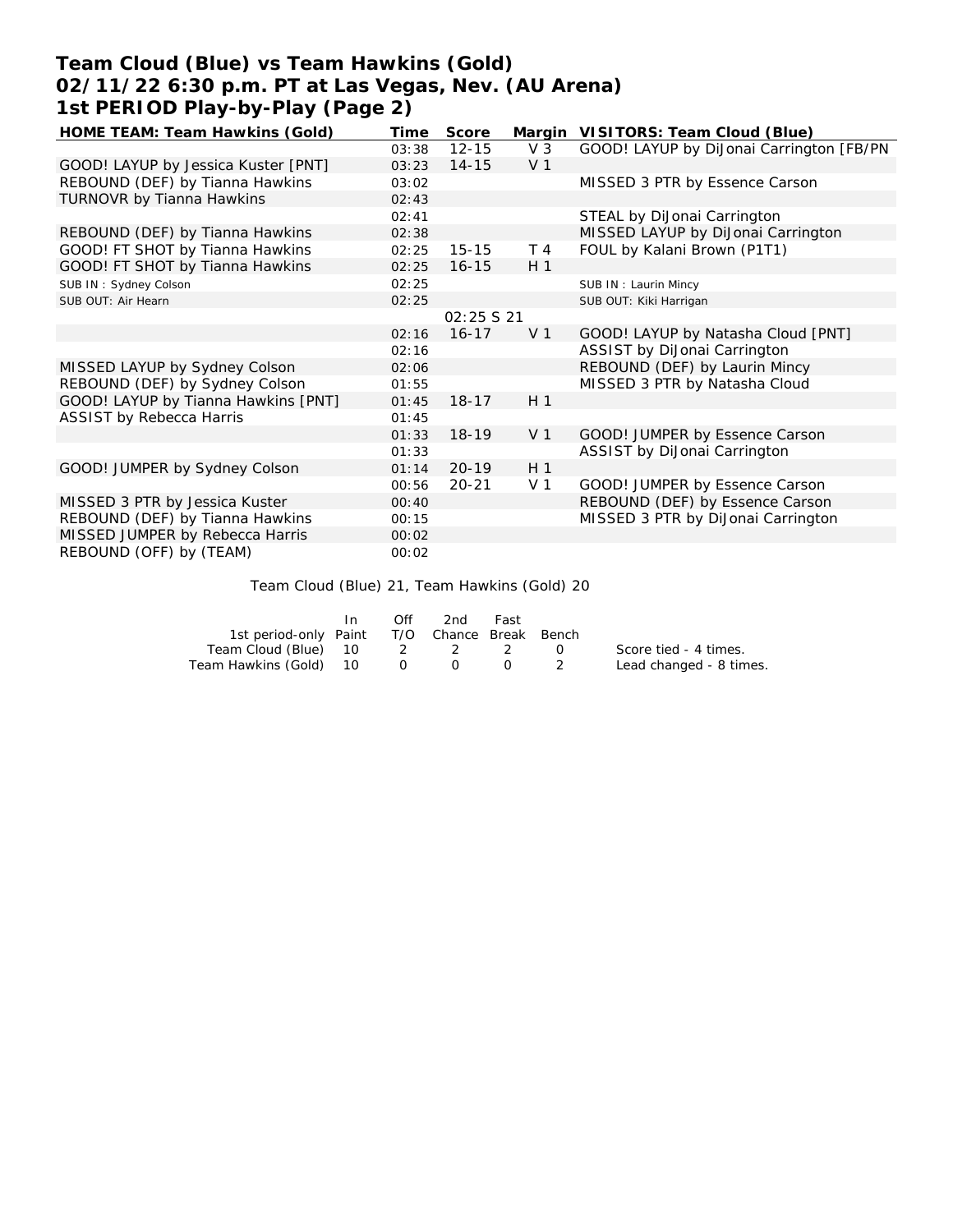# Team Cloud (Blue) vs Team Hawkins (Gold)
## 02/11/22 6:30 p.m. PT at Las Vegas, Nev. (AU Arena)
## 1st PERIOD Play-by-Play (Page 2)

| HOME TEAM: Team Hawkins (Gold) | Time | Score | Margin | VISITORS: Team Cloud (Blue) |
|---|---|---|---|---|
| | 03:38 | 12-15 | V 3 | GOOD! LAYUP by DiJonai Carrington [FB/PN |
| GOOD! LAYUP by Jessica Kuster [PNT] | 03:23 | 14-15 | V 1 | |
| REBOUND (DEF) by Tianna Hawkins | 03:02 | | | MISSED 3 PTR by Essence Carson |
| TURNOVR by Tianna Hawkins | 02:43 | | | |
| | 02:41 | | | STEAL by DiJonai Carrington |
| REBOUND (DEF) by Tianna Hawkins | 02:38 | | | MISSED LAYUP by DiJonai Carrington |
| GOOD! FT SHOT by Tianna Hawkins | 02:25 | 15-15 | T 4 | FOUL by Kalani Brown (P1T1) |
| GOOD! FT SHOT by Tianna Hawkins | 02:25 | 16-15 | H 1 | |
| SUB IN : Sydney Colson | 02:25 | | | SUB IN : Laurin Mincy |
| SUB OUT: Air Hearn | 02:25 | | | SUB OUT: Kiki Harrigan |
| | | 02:25 S 21 | | |
| | 02:16 | 16-17 | V 1 | GOOD! LAYUP by Natasha Cloud [PNT] |
| | 02:16 | | | ASSIST by DiJonai Carrington |
| MISSED LAYUP by Sydney Colson | 02:06 | | | REBOUND (DEF) by Laurin Mincy |
| REBOUND (DEF) by Sydney Colson | 01:55 | | | MISSED 3 PTR by Natasha Cloud |
| GOOD! LAYUP by Tianna Hawkins [PNT] | 01:45 | 18-17 | H 1 | |
| ASSIST by Rebecca Harris | 01:45 | | | |
| | 01:33 | 18-19 | V 1 | GOOD! JUMPER by Essence Carson |
| | 01:33 | | | ASSIST by DiJonai Carrington |
| GOOD! JUMPER by Sydney Colson | 01:14 | 20-19 | H 1 | |
| | 00:56 | 20-21 | V 1 | GOOD! JUMPER by Essence Carson |
| MISSED 3 PTR by Jessica Kuster | 00:40 | | | REBOUND (DEF) by Essence Carson |
| REBOUND (DEF) by Tianna Hawkins | 00:15 | | | MISSED 3 PTR by DiJonai Carrington |
| MISSED JUMPER by Rebecca Harris | 00:02 | | | |
| REBOUND (OFF) by (TEAM) | 00:02 | | | |

Team Cloud (Blue) 21, Team Hawkins (Gold) 20

| 1st period-only | In Paint | Off T/O | 2nd Chance | Fast Break | Bench |
|---|---|---|---|---|---|
| Team Cloud (Blue) | 10 | 2 | 2 | 2 | 0 |
| Team Hawkins (Gold) | 10 | 0 | 0 | 0 | 2 |

Score tied - 4 times.
Lead changed - 8 times.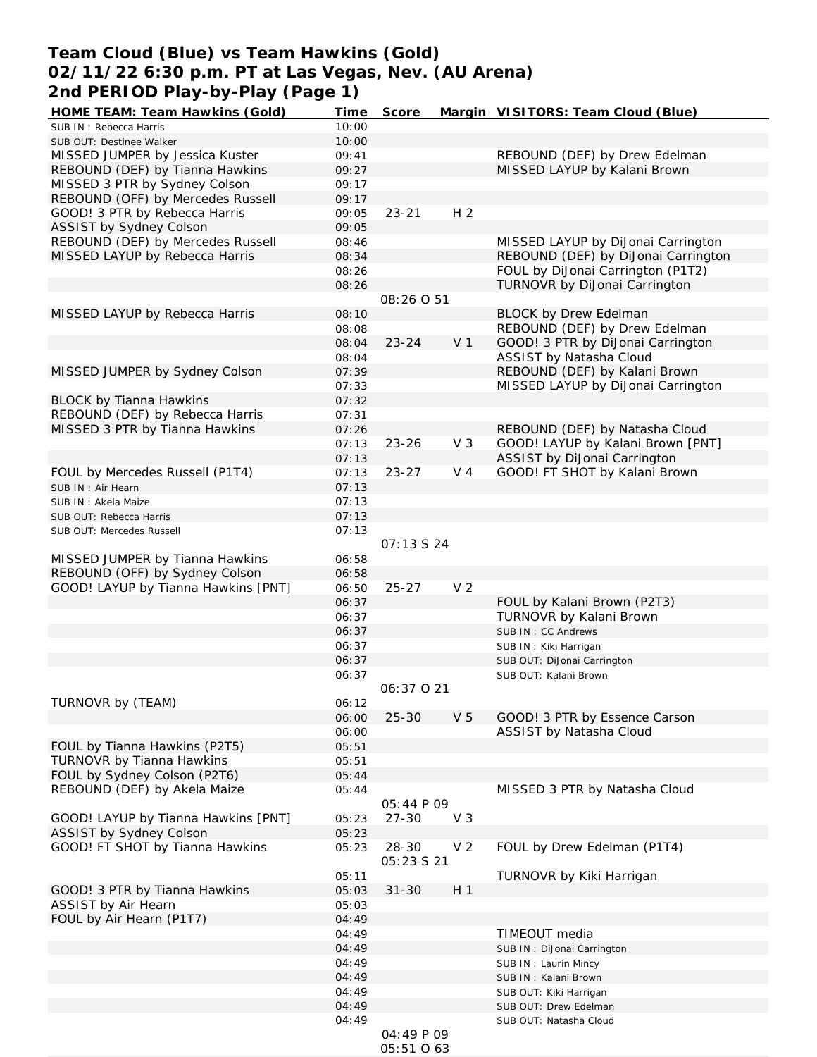**Team Cloud (Blue) vs Team Hawkins (Gold)**
**02/11/22 6:30 p.m. PT at Las Vegas, Nev. (AU Arena)**
**2nd PERIOD Play-by-Play (Page 1)**

| HOME TEAM: Team Hawkins (Gold) | Time | Score | Margin | VISITORS: Team Cloud (Blue) |
|---|---|---|---|---|
| SUB IN : Rebecca Harris | 10:00 | | | |
| SUB OUT: Destinee Walker | 10:00 | | | |
| MISSED JUMPER by Jessica Kuster | 09:41 | | | REBOUND (DEF) by Drew Edelman |
| REBOUND (DEF) by Tianna Hawkins | 09:27 | | | MISSED LAYUP by Kalani Brown |
| MISSED 3 PTR by Sydney Colson | 09:17 | | | |
| REBOUND (OFF) by Mercedes Russell | 09:17 | | | |
| GOOD! 3 PTR by Rebecca Harris | 09:05 | 23-21 | H 2 | |
| ASSIST by Sydney Colson | 09:05 | | | |
| REBOUND (DEF) by Mercedes Russell | 08:46 | | | MISSED LAYUP by DiJonai Carrington |
| MISSED LAYUP by Rebecca Harris | 08:34 | | | REBOUND (DEF) by DiJonai Carrington |
| | 08:26 | | | FOUL by DiJonai Carrington (P1T2) |
| | 08:26 | | | TURNOVR by DiJonai Carrington |
| | | 08:26 O 51 | | |
| MISSED LAYUP by Rebecca Harris | 08:10 | | | BLOCK by Drew Edelman |
| | 08:08 | | | REBOUND (DEF) by Drew Edelman |
| | 08:04 | 23-24 | V 1 | GOOD! 3 PTR by DiJonai Carrington |
| | 08:04 | | | ASSIST by Natasha Cloud |
| MISSED JUMPER by Sydney Colson | 07:39 | | | REBOUND (DEF) by Kalani Brown |
| | 07:33 | | | MISSED LAYUP by DiJonai Carrington |
| BLOCK by Tianna Hawkins | 07:32 | | | |
| REBOUND (DEF) by Rebecca Harris | 07:31 | | | |
| MISSED 3 PTR by Tianna Hawkins | 07:26 | | | REBOUND (DEF) by Natasha Cloud |
| | 07:13 | 23-26 | V 3 | GOOD! LAYUP by Kalani Brown [PNT] |
| | 07:13 | | | ASSIST by DiJonai Carrington |
| FOUL by Mercedes Russell (P1T4) | 07:13 | 23-27 | V 4 | GOOD! FT SHOT by Kalani Brown |
| SUB IN : Air Hearn | 07:13 | | | |
| SUB IN : Akela Maize | 07:13 | | | |
| SUB OUT: Rebecca Harris | 07:13 | | | |
| SUB OUT: Mercedes Russell | 07:13 | | | |
| | | 07:13 S 24 | | |
| MISSED JUMPER by Tianna Hawkins | 06:58 | | | |
| REBOUND (OFF) by Sydney Colson | 06:58 | | | |
| GOOD! LAYUP by Tianna Hawkins [PNT] | 06:50 | 25-27 | V 2 | |
| | 06:37 | | | FOUL by Kalani Brown (P2T3) |
| | 06:37 | | | TURNOVR by Kalani Brown |
| | 06:37 | | | SUB IN : CC Andrews |
| | 06:37 | | | SUB IN : Kiki Harrigan |
| | 06:37 | | | SUB OUT: DiJonai Carrington |
| | 06:37 | | | SUB OUT: Kalani Brown |
| | | 06:37 O 21 | | |
| TURNOVR by (TEAM) | 06:12 | | | |
| | 06:00 | 25-30 | V 5 | GOOD! 3 PTR by Essence Carson |
| | 06:00 | | | ASSIST by Natasha Cloud |
| FOUL by Tianna Hawkins (P2T5) | 05:51 | | | |
| TURNOVR by Tianna Hawkins | 05:51 | | | |
| FOUL by Sydney Colson (P2T6) | 05:44 | | | |
| REBOUND (DEF) by Akela Maize | 05:44 | | | MISSED 3 PTR by Natasha Cloud |
| | | 05:44 P 09 | | |
| GOOD! LAYUP by Tianna Hawkins [PNT] | 05:23 | 27-30 | V 3 | |
| ASSIST by Sydney Colson | 05:23 | | | |
| GOOD! FT SHOT by Tianna Hawkins | 05:23 | 28-30 | V 2 | FOUL by Drew Edelman (P1T4) |
| | | 05:23 S 21 | | |
| | 05:11 | | | TURNOVR by Kiki Harrigan |
| GOOD! 3 PTR by Tianna Hawkins | 05:03 | 31-30 | H 1 | |
| ASSIST by Air Hearn | 05:03 | | | |
| FOUL by Air Hearn (P1T7) | 04:49 | | | |
| | 04:49 | | | TIMEOUT media |
| | 04:49 | | | SUB IN : DiJonai Carrington |
| | 04:49 | | | SUB IN : Laurin Mincy |
| | 04:49 | | | SUB IN : Kalani Brown |
| | 04:49 | | | SUB OUT: Kiki Harrigan |
| | 04:49 | | | SUB OUT: Drew Edelman |
| | 04:49 | | | SUB OUT: Natasha Cloud |
| | | 04:49 P 09 | | |
| | | 05:51 O 63 | | |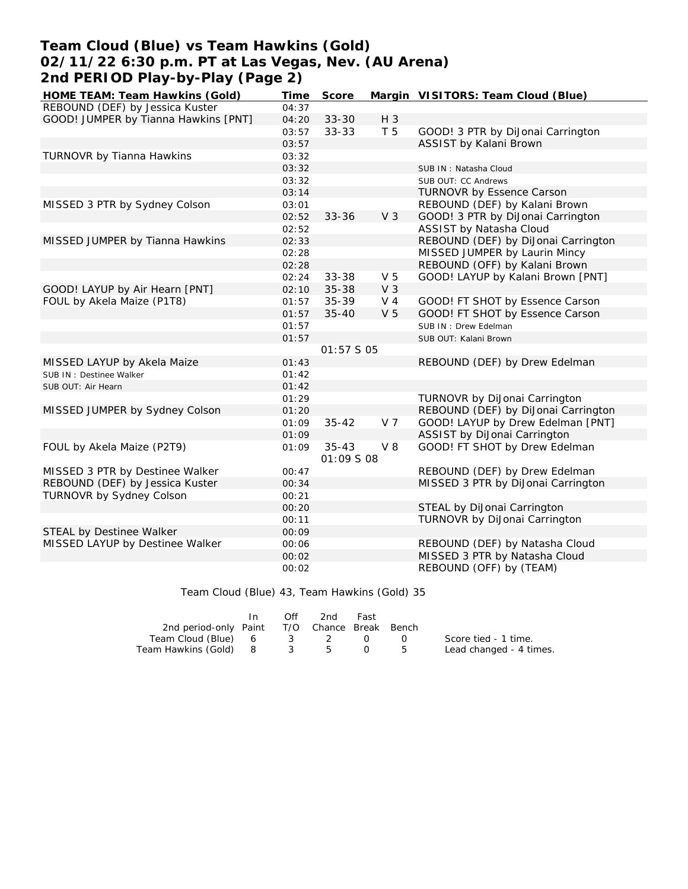# Team Cloud (Blue) vs Team Hawkins (Gold)
## 02/11/22 6:30 p.m. PT at Las Vegas, Nev. (AU Arena)
## 2nd PERIOD Play-by-Play (Page 2)

| HOME TEAM: Team Hawkins (Gold) | Time | Score | Margin | VISITORS: Team Cloud (Blue) |
|---|---|---|---|---|
| REBOUND (DEF) by Jessica Kuster | 04:37 | | | |
| GOOD! JUMPER by Tianna Hawkins [PNT] | 04:20 | 33-30 | H 3 | |
| | 03:57 | 33-33 | T 5 | GOOD! 3 PTR by DiJonai Carrington |
| | 03:57 | | | ASSIST by Kalani Brown |
| TURNOVR by Tianna Hawkins | 03:32 | | | |
| | 03:32 | | | SUB IN : Natasha Cloud |
| | 03:32 | | | SUB OUT: CC Andrews |
| | 03:14 | | | TURNOVR by Essence Carson |
| MISSED 3 PTR by Sydney Colson | 03:01 | | | REBOUND (DEF) by Kalani Brown |
| | 02:52 | 33-36 | V 3 | GOOD! 3 PTR by DiJonai Carrington |
| | 02:52 | | | ASSIST by Natasha Cloud |
| MISSED JUMPER by Tianna Hawkins | 02:33 | | | REBOUND (DEF) by DiJonai Carrington |
| | 02:28 | | | MISSED JUMPER by Laurin Mincy |
| | 02:28 | | | REBOUND (OFF) by Kalani Brown |
| | 02:24 | 33-38 | V 5 | GOOD! LAYUP by Kalani Brown [PNT] |
| GOOD! LAYUP by Air Hearn [PNT] | 02:10 | 35-38 | V 3 | |
| FOUL by Akela Maize (P1T8) | 01:57 | 35-39 | V 4 | GOOD! FT SHOT by Essence Carson |
| | 01:57 | 35-40 | V 5 | GOOD! FT SHOT by Essence Carson |
| | 01:57 | | | SUB IN : Drew Edelman |
| | 01:57 | | | SUB OUT: Kalani Brown |
| | | 01:57 S 05 | | |
| MISSED LAYUP by Akela Maize | 01:43 | | | REBOUND (DEF) by Drew Edelman |
| SUB IN : Destinee Walker | 01:42 | | | |
| SUB OUT: Air Hearn | 01:42 | | | |
| | 01:29 | | | TURNOVR by DiJonai Carrington |
| MISSED JUMPER by Sydney Colson | 01:20 | | | REBOUND (DEF) by DiJonai Carrington |
| | 01:09 | 35-42 | V 7 | GOOD! LAYUP by Drew Edelman [PNT] |
| | 01:09 | | | ASSIST by DiJonai Carrington |
| FOUL by Akela Maize (P2T9) | 01:09 | 35-43 | V 8 | GOOD! FT SHOT by Drew Edelman |
| | | 01:09 S 08 | | |
| MISSED 3 PTR by Destinee Walker | 00:47 | | | REBOUND (DEF) by Drew Edelman |
| REBOUND (DEF) by Jessica Kuster | 00:34 | | | MISSED 3 PTR by DiJonai Carrington |
| TURNOVR by Sydney Colson | 00:21 | | | |
| | 00:20 | | | STEAL by DiJonai Carrington |
| | 00:11 | | | TURNOVR by DiJonai Carrington |
| STEAL by Destinee Walker | 00:09 | | | |
| MISSED LAYUP by Destinee Walker | 00:06 | | | REBOUND (DEF) by Natasha Cloud |
| | 00:02 | | | MISSED 3 PTR by Natasha Cloud |
| | 00:02 | | | REBOUND (OFF) by (TEAM) |

Team Cloud (Blue) 43, Team Hawkins (Gold) 35

| 2nd period-only | In Paint | Off T/O | 2nd Chance | Fast Break | Bench |
|---|---|---|---|---|---|
| Team Cloud (Blue) | 6 | 3 | 2 | 0 | 0 |
| Team Hawkins (Gold) | 8 | 3 | 5 | 0 | 5 |

Score tied - 1 time.
Lead changed - 4 times.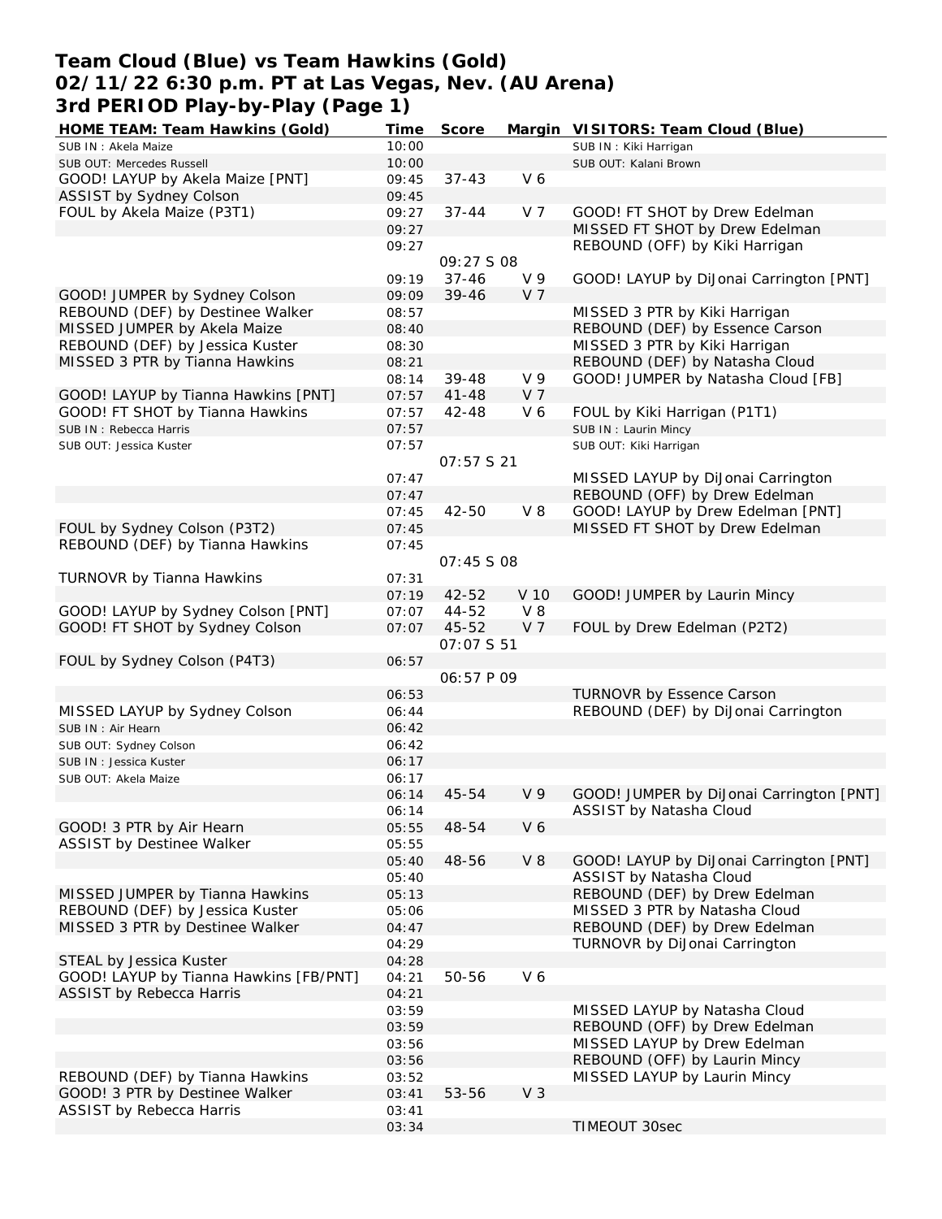# Team Cloud (Blue) vs Team Hawkins (Gold)
## 02/11/22 6:30 p.m. PT at Las Vegas, Nev. (AU Arena)
## 3rd PERIOD Play-by-Play (Page 1)

| HOME TEAM: Team Hawkins (Gold) | Time | Score | Margin | VISITORS: Team Cloud (Blue) |
|---|---|---|---|---|
| SUB IN : Akela Maize | 10:00 | | | SUB IN : Kiki Harrigan |
| SUB OUT: Mercedes Russell | 10:00 | | | SUB OUT: Kalani Brown |
| GOOD! LAYUP by Akela Maize [PNT] | 09:45 | 37-43 | V 6 | |
| ASSIST by Sydney Colson | 09:45 | | | |
| FOUL by Akela Maize (P3T1) | 09:27 | 37-44 | V 7 | GOOD! FT SHOT by Drew Edelman |
| | 09:27 | | | MISSED FT SHOT by Drew Edelman |
| | 09:27 | | | REBOUND (OFF) by Kiki Harrigan |
| | | 09:27 S 08 | | |
| | 09:19 | 37-46 | V 9 | GOOD! LAYUP by DiJonai Carrington [PNT] |
| GOOD! JUMPER by Sydney Colson | 09:09 | 39-46 | V 7 | |
| REBOUND (DEF) by Destinee Walker | 08:57 | | | MISSED 3 PTR by Kiki Harrigan |
| MISSED JUMPER by Akela Maize | 08:40 | | | REBOUND (DEF) by Essence Carson |
| REBOUND (DEF) by Jessica Kuster | 08:30 | | | MISSED 3 PTR by Kiki Harrigan |
| MISSED 3 PTR by Tianna Hawkins | 08:21 | | | REBOUND (DEF) by Natasha Cloud |
| | 08:14 | 39-48 | V 9 | GOOD! JUMPER by Natasha Cloud [FB] |
| GOOD! LAYUP by Tianna Hawkins [PNT] | 07:57 | 41-48 | V 7 | |
| GOOD! FT SHOT by Tianna Hawkins | 07:57 | 42-48 | V 6 | FOUL by Kiki Harrigan (P1T1) |
| SUB IN : Rebecca Harris | 07:57 | | | SUB IN : Laurin Mincy |
| SUB OUT: Jessica Kuster | 07:57 | | | SUB OUT: Kiki Harrigan |
| | | 07:57 S 21 | | |
| | 07:47 | | | MISSED LAYUP by DiJonai Carrington |
| | 07:47 | | | REBOUND (OFF) by Drew Edelman |
| | 07:45 | 42-50 | V 8 | GOOD! LAYUP by Drew Edelman [PNT] |
| FOUL by Sydney Colson (P3T2) | 07:45 | | | MISSED FT SHOT by Drew Edelman |
| REBOUND (DEF) by Tianna Hawkins | 07:45 | | | |
| | | 07:45 S 08 | | |
| TURNOVR by Tianna Hawkins | 07:31 | | | |
| | 07:19 | 42-52 | V 10 | GOOD! JUMPER by Laurin Mincy |
| GOOD! LAYUP by Sydney Colson [PNT] | 07:07 | 44-52 | V 8 | |
| GOOD! FT SHOT by Sydney Colson | 07:07 | 45-52 | V 7 | FOUL by Drew Edelman (P2T2) |
| | | 07:07 S 51 | | |
| FOUL by Sydney Colson (P4T3) | 06:57 | | | |
| | | 06:57 P 09 | | |
| | 06:53 | | | TURNOVR by Essence Carson |
| MISSED LAYUP by Sydney Colson | 06:44 | | | REBOUND (DEF) by DiJonai Carrington |
| SUB IN : Air Hearn | 06:42 | | | |
| SUB OUT: Sydney Colson | 06:42 | | | |
| SUB IN : Jessica Kuster | 06:17 | | | |
| SUB OUT: Akela Maize | 06:17 | | | |
| | 06:14 | 45-54 | V 9 | GOOD! JUMPER by DiJonai Carrington [PNT] |
| | 06:14 | | | ASSIST by Natasha Cloud |
| GOOD! 3 PTR by Air Hearn | 05:55 | 48-54 | V 6 | |
| ASSIST by Destinee Walker | 05:55 | | | |
| | 05:40 | 48-56 | V 8 | GOOD! LAYUP by DiJonai Carrington [PNT] |
| | 05:40 | | | ASSIST by Natasha Cloud |
| MISSED JUMPER by Tianna Hawkins | 05:13 | | | REBOUND (DEF) by Drew Edelman |
| REBOUND (DEF) by Jessica Kuster | 05:06 | | | MISSED 3 PTR by Natasha Cloud |
| MISSED 3 PTR by Destinee Walker | 04:47 | | | REBOUND (DEF) by Drew Edelman |
| | 04:29 | | | TURNOVR by DiJonai Carrington |
| STEAL by Jessica Kuster | 04:28 | | | |
| GOOD! LAYUP by Tianna Hawkins [FB/PNT] | 04:21 | 50-56 | V 6 | |
| ASSIST by Rebecca Harris | 04:21 | | | |
| | 03:59 | | | MISSED LAYUP by Natasha Cloud |
| | 03:59 | | | REBOUND (OFF) by Drew Edelman |
| | 03:56 | | | MISSED LAYUP by Drew Edelman |
| | 03:56 | | | REBOUND (OFF) by Laurin Mincy |
| REBOUND (DEF) by Tianna Hawkins | 03:52 | | | MISSED LAYUP by Laurin Mincy |
| GOOD! 3 PTR by Destinee Walker | 03:41 | 53-56 | V 3 | |
| ASSIST by Rebecca Harris | 03:41 | | | |
| | 03:34 | | | TIMEOUT 30sec |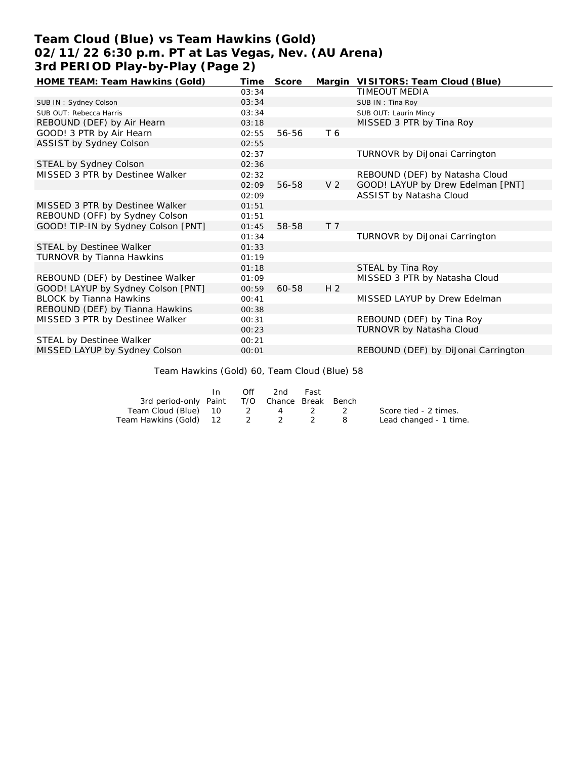# Team Cloud (Blue) vs Team Hawkins (Gold)
## 02/11/22 6:30 p.m. PT at Las Vegas, Nev. (AU Arena)
## 3rd PERIOD Play-by-Play (Page 2)

| HOME TEAM: Team Hawkins (Gold) | Time | Score | Margin | VISITORS: Team Cloud (Blue) |
|---|---|---|---|---|
| | 03:34 | | | TIMEOUT MEDIA |
| SUB IN : Sydney Colson | 03:34 | | | SUB IN : Tina Roy |
| SUB OUT: Rebecca Harris | 03:34 | | | SUB OUT: Laurin Mincy |
| REBOUND (DEF) by Air Hearn | 03:18 | | | MISSED 3 PTR by Tina Roy |
| GOOD! 3 PTR by Air Hearn | 02:55 | 56-56 | T 6 | |
| ASSIST by Sydney Colson | 02:55 | | | |
| | 02:37 | | | TURNOVR by DiJonai Carrington |
| STEAL by Sydney Colson | 02:36 | | | |
| MISSED 3 PTR by Destinee Walker | 02:32 | | | REBOUND (DEF) by Natasha Cloud |
| | 02:09 | 56-58 | V 2 | GOOD! LAYUP by Drew Edelman [PNT] |
| | 02:09 | | | ASSIST by Natasha Cloud |
| MISSED 3 PTR by Destinee Walker | 01:51 | | | |
| REBOUND (OFF) by Sydney Colson | 01:51 | | | |
| GOOD! TIP-IN by Sydney Colson [PNT] | 01:45 | 58-58 | T 7 | |
| | 01:34 | | | TURNOVR by DiJonai Carrington |
| STEAL by Destinee Walker | 01:33 | | | |
| TURNOVR by Tianna Hawkins | 01:19 | | | |
| | 01:18 | | | STEAL by Tina Roy |
| REBOUND (DEF) by Destinee Walker | 01:09 | | | MISSED 3 PTR by Natasha Cloud |
| GOOD! LAYUP by Sydney Colson [PNT] | 00:59 | 60-58 | H 2 | |
| BLOCK by Tianna Hawkins | 00:41 | | | MISSED LAYUP by Drew Edelman |
| REBOUND (DEF) by Tianna Hawkins | 00:38 | | | |
| MISSED 3 PTR by Destinee Walker | 00:31 | | | REBOUND (DEF) by Tina Roy |
| | 00:23 | | | TURNOVR by Natasha Cloud |
| STEAL by Destinee Walker | 00:21 | | | |
| MISSED LAYUP by Sydney Colson | 00:01 | | | REBOUND (DEF) by DiJonai Carrington |

Team Hawkins (Gold) 60, Team Cloud (Blue) 58

| 3rd period-only | In Paint | Off T/O | 2nd Chance | Fast Break | Bench |
|---|---|---|---|---|---|
| Team Cloud (Blue) | 10 | 2 | 4 | 2 | 2 |
| Team Hawkins (Gold) | 12 | 2 | 2 | 2 | 8 |

Score tied - 2 times.
Lead changed - 1 time.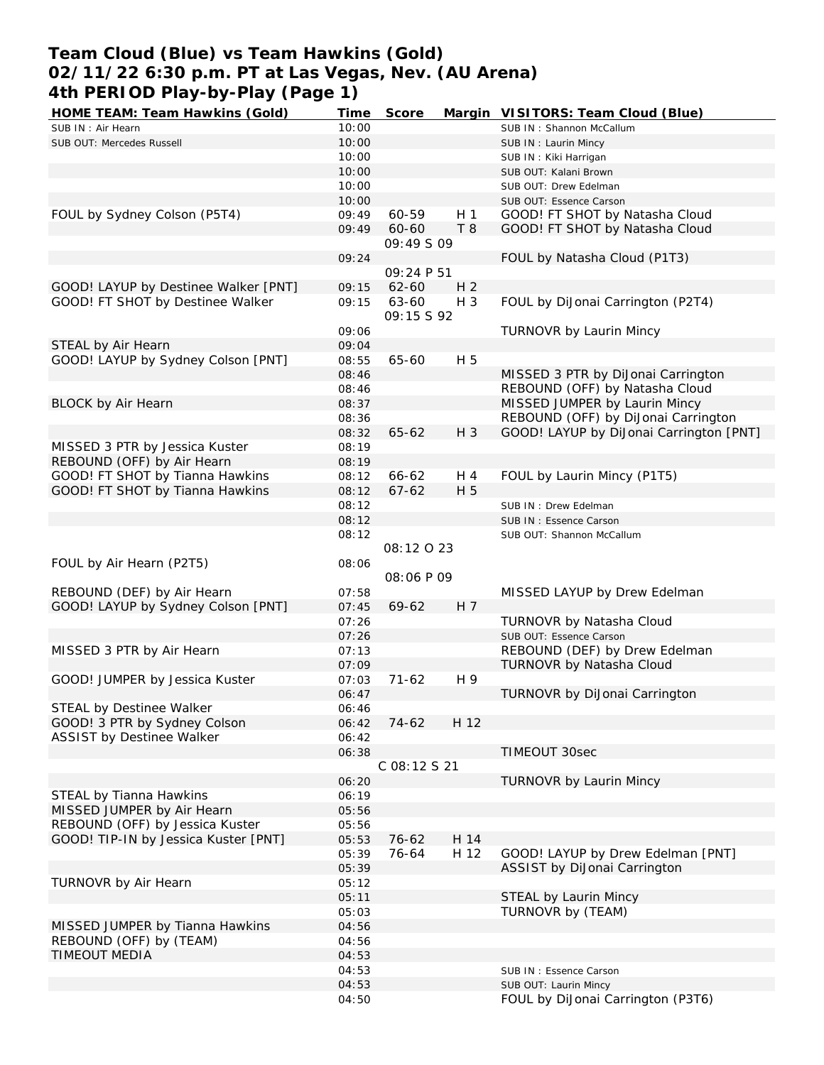# Team Cloud (Blue) vs Team Hawkins (Gold)
## 02/11/22 6:30 p.m. PT at Las Vegas, Nev. (AU Arena)
## 4th PERIOD Play-by-Play (Page 1)

| HOME TEAM: Team Hawkins (Gold) | Time | Score | Margin | VISITORS: Team Cloud (Blue) |
|---|---|---|---|---|
| SUB IN : Air Hearn | 10:00 | | | SUB IN : Shannon McCallum |
| SUB OUT: Mercedes Russell | 10:00 | | | SUB IN : Laurin Mincy |
| | 10:00 | | | SUB IN : Kiki Harrigan |
| | 10:00 | | | SUB OUT: Kalani Brown |
| | 10:00 | | | SUB OUT: Drew Edelman |
| | 10:00 | | | SUB OUT: Essence Carson |
| FOUL by Sydney Colson (P5T4) | 09:49 | 60-59 | H 1 | GOOD! FT SHOT by Natasha Cloud |
| | 09:49 | 60-60 | T 8 | GOOD! FT SHOT by Natasha Cloud |
| | | 09:49 S 09 | | |
| | 09:24 | | | FOUL by Natasha Cloud (P1T3) |
| | | 09:24 P 51 | | |
| GOOD! LAYUP by Destinee Walker [PNT] | 09:15 | 62-60 | H 2 | |
| GOOD! FT SHOT by Destinee Walker | 09:15 | 63-60 | H 3 | FOUL by DiJonai Carrington (P2T4) |
| | | 09:15 S 92 | | |
| | 09:06 | | | TURNOVR by Laurin Mincy |
| STEAL by Air Hearn | 09:04 | | | |
| GOOD! LAYUP by Sydney Colson [PNT] | 08:55 | 65-60 | H 5 | |
| | 08:46 | | | MISSED 3 PTR by DiJonai Carrington |
| | 08:46 | | | REBOUND (OFF) by Natasha Cloud |
| BLOCK by Air Hearn | 08:37 | | | MISSED JUMPER by Laurin Mincy |
| | 08:36 | | | REBOUND (OFF) by DiJonai Carrington |
| | 08:32 | 65-62 | H 3 | GOOD! LAYUP by DiJonai Carrington [PNT] |
| MISSED 3 PTR by Jessica Kuster | 08:19 | | | |
| REBOUND (OFF) by Air Hearn | 08:19 | | | |
| GOOD! FT SHOT by Tianna Hawkins | 08:12 | 66-62 | H 4 | FOUL by Laurin Mincy (P1T5) |
| GOOD! FT SHOT by Tianna Hawkins | 08:12 | 67-62 | H 5 | |
| | 08:12 | | | SUB IN : Drew Edelman |
| | 08:12 | | | SUB IN : Essence Carson |
| | 08:12 | | | SUB OUT: Shannon McCallum |
| | | 08:12 O 23 | | |
| FOUL by Air Hearn (P2T5) | 08:06 | | | |
| | | 08:06 P 09 | | |
| REBOUND (DEF) by Air Hearn | 07:58 | | | MISSED LAYUP by Drew Edelman |
| GOOD! LAYUP by Sydney Colson [PNT] | 07:45 | 69-62 | H 7 | |
| | 07:26 | | | TURNOVR by Natasha Cloud |
| | 07:26 | | | SUB OUT: Essence Carson |
| MISSED 3 PTR by Air Hearn | 07:13 | | | REBOUND (DEF) by Drew Edelman |
| | 07:09 | | | TURNOVR by Natasha Cloud |
| GOOD! JUMPER by Jessica Kuster | 07:03 | 71-62 | H 9 | |
| | 06:47 | | | TURNOVR by DiJonai Carrington |
| STEAL by Destinee Walker | 06:46 | | | |
| GOOD! 3 PTR by Sydney Colson | 06:42 | 74-62 | H 12 | |
| ASSIST by Destinee Walker | 06:42 | | | |
| | 06:38 | | | TIMEOUT 30sec |
| | | C 08:12 S 21 | | |
| | 06:20 | | | TURNOVR by Laurin Mincy |
| STEAL by Tianna Hawkins | 06:19 | | | |
| MISSED JUMPER by Air Hearn | 05:56 | | | |
| REBOUND (OFF) by Jessica Kuster | 05:56 | | | |
| GOOD! TIP-IN by Jessica Kuster [PNT] | 05:53 | 76-62 | H 14 | |
| | 05:39 | 76-64 | H 12 | GOOD! LAYUP by Drew Edelman [PNT] |
| | 05:39 | | | ASSIST by DiJonai Carrington |
| TURNOVR by Air Hearn | 05:12 | | | |
| | 05:11 | | | STEAL by Laurin Mincy |
| | 05:03 | | | TURNOVR by (TEAM) |
| MISSED JUMPER by Tianna Hawkins | 04:56 | | | |
| REBOUND (OFF) by (TEAM) | 04:56 | | | |
| TIMEOUT MEDIA | 04:53 | | | |
| | 04:53 | | | SUB IN : Essence Carson |
| | 04:53 | | | SUB OUT: Laurin Mincy |
| | 04:50 | | | FOUL by DiJonai Carrington (P3T6) |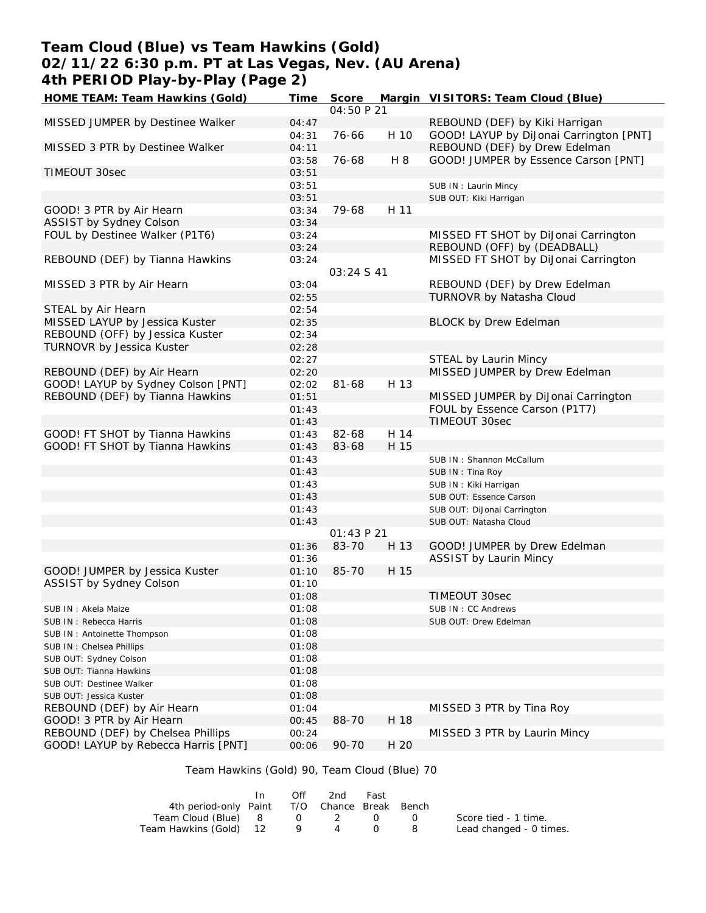# Team Cloud (Blue) vs Team Hawkins (Gold)
# 02/11/22 6:30 p.m. PT at Las Vegas, Nev. (AU Arena)
# 4th PERIOD Play-by-Play (Page 2)

| HOME TEAM: Team Hawkins (Gold) | Time | Score | Margin | VISITORS: Team Cloud (Blue) |
|---|---|---|---|---|
| | | 04:50 P 21 | | |
| MISSED JUMPER by Destinee Walker | 04:47 | | | REBOUND (DEF) by Kiki Harrigan |
| | 04:31 | 76-66 | H 10 | GOOD! LAYUP by DiJonai Carrington [PNT] |
| MISSED 3 PTR by Destinee Walker | 04:11 | | | REBOUND (DEF) by Drew Edelman |
| | 03:58 | 76-68 | H 8 | GOOD! JUMPER by Essence Carson [PNT] |
| TIMEOUT 30sec | 03:51 | | | |
| | 03:51 | | | SUB IN : Laurin Mincy |
| | 03:51 | | | SUB OUT: Kiki Harrigan |
| GOOD! 3 PTR by Air Hearn | 03:34 | 79-68 | H 11 | |
| ASSIST by Sydney Colson | 03:34 | | | |
| FOUL by Destinee Walker (P1T6) | 03:24 | | | MISSED FT SHOT by DiJonai Carrington |
| | 03:24 | | | REBOUND (OFF) by (DEADBALL) |
| REBOUND (DEF) by Tianna Hawkins | 03:24 | | | MISSED FT SHOT by DiJonai Carrington |
| | | 03:24 S 41 | | |
| MISSED 3 PTR by Air Hearn | 03:04 | | | REBOUND (DEF) by Drew Edelman |
| | 02:55 | | | TURNOVR by Natasha Cloud |
| STEAL by Air Hearn | 02:54 | | | |
| MISSED LAYUP by Jessica Kuster | 02:35 | | | BLOCK by Drew Edelman |
| REBOUND (OFF) by Jessica Kuster | 02:34 | | | |
| TURNOVR by Jessica Kuster | 02:28 | | | |
| | 02:27 | | | STEAL by Laurin Mincy |
| REBOUND (DEF) by Air Hearn | 02:20 | | | MISSED JUMPER by Drew Edelman |
| GOOD! LAYUP by Sydney Colson [PNT] | 02:02 | 81-68 | H 13 | |
| REBOUND (DEF) by Tianna Hawkins | 01:51 | | | MISSED JUMPER by DiJonai Carrington |
| | 01:43 | | | FOUL by Essence Carson (P1T7) |
| | 01:43 | | | TIMEOUT 30sec |
| GOOD! FT SHOT by Tianna Hawkins | 01:43 | 82-68 | H 14 | |
| GOOD! FT SHOT by Tianna Hawkins | 01:43 | 83-68 | H 15 | |
| | 01:43 | | | SUB IN : Shannon McCallum |
| | 01:43 | | | SUB IN : Tina Roy |
| | 01:43 | | | SUB IN : Kiki Harrigan |
| | 01:43 | | | SUB OUT: Essence Carson |
| | 01:43 | | | SUB OUT: DiJonai Carrington |
| | 01:43 | | | SUB OUT: Natasha Cloud |
| | | 01:43 P 21 | | |
| | 01:36 | 83-70 | H 13 | GOOD! JUMPER by Drew Edelman |
| | 01:36 | | | ASSIST by Laurin Mincy |
| GOOD! JUMPER by Jessica Kuster | 01:10 | 85-70 | H 15 | |
| ASSIST by Sydney Colson | 01:10 | | | |
| | 01:08 | | | TIMEOUT 30sec |
| SUB IN : Akela Maize | 01:08 | | | SUB IN : CC Andrews |
| SUB IN : Rebecca Harris | 01:08 | | | SUB OUT: Drew Edelman |
| SUB IN : Antoinette Thompson | 01:08 | | | |
| SUB IN : Chelsea Phillips | 01:08 | | | |
| SUB OUT: Sydney Colson | 01:08 | | | |
| SUB OUT: Tianna Hawkins | 01:08 | | | |
| SUB OUT: Destinee Walker | 01:08 | | | |
| SUB OUT: Jessica Kuster | 01:08 | | | |
| REBOUND (DEF) by Air Hearn | 01:04 | | | MISSED 3 PTR by Tina Roy |
| GOOD! 3 PTR by Air Hearn | 00:45 | 88-70 | H 18 | |
| REBOUND (DEF) by Chelsea Phillips | 00:24 | | | MISSED 3 PTR by Laurin Mincy |
| GOOD! LAYUP by Rebecca Harris [PNT] | 00:06 | 90-70 | H 20 | |

Team Hawkins (Gold) 90, Team Cloud (Blue) 70

| 4th period-only | In Paint | Off T/O | 2nd Chance | Fast Break | Bench |
|---|---|---|---|---|---|
| Team Cloud (Blue) | 8 | 0 | 2 | 0 | 0 |
| Team Hawkins (Gold) | 12 | 9 | 4 | 0 | 8 |

Score tied - 1 time.
Lead changed - 0 times.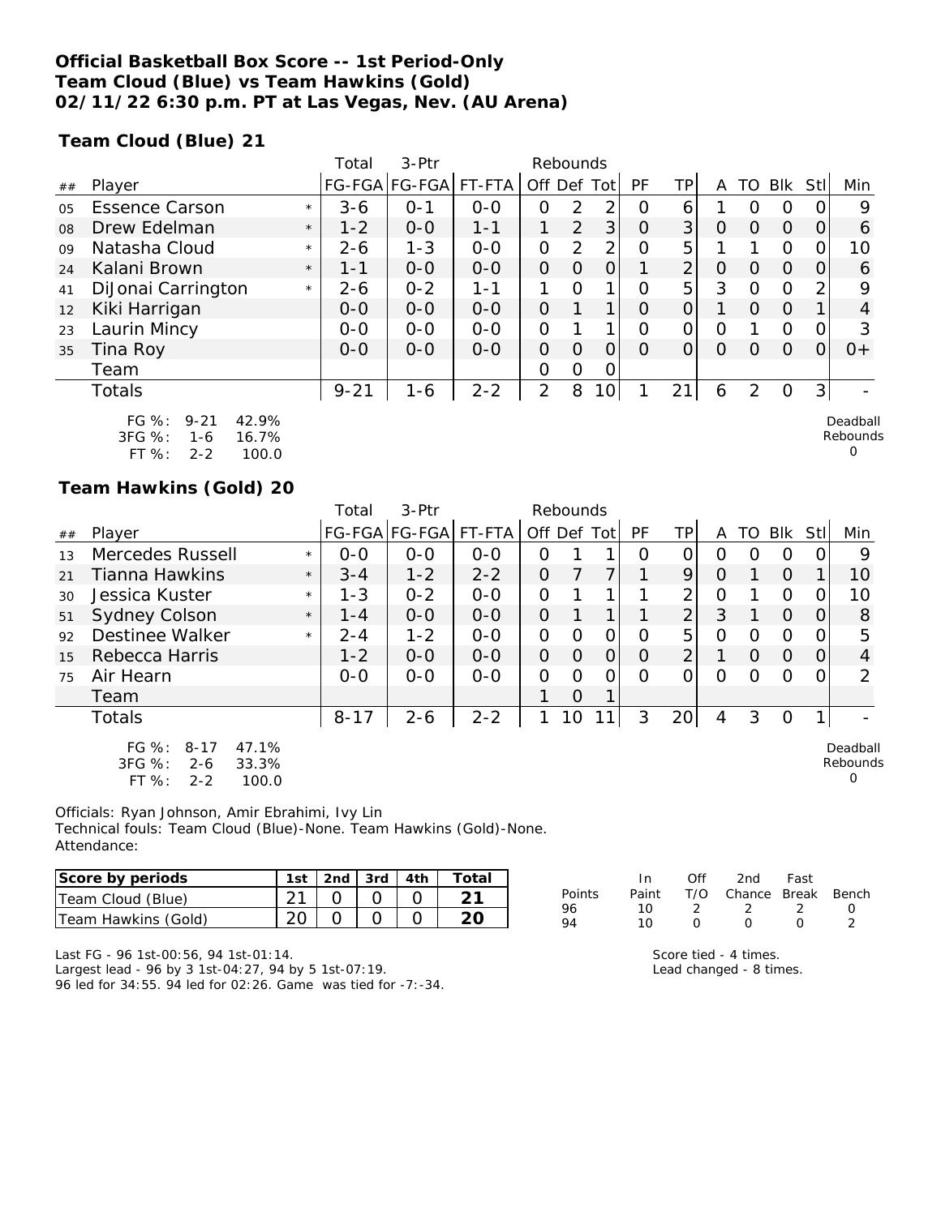**Official Basketball Box Score -- 1st Period-Only**
**Team Cloud (Blue) vs Team Hawkins (Gold)**
**02/11/22 6:30 p.m. PT at Las Vegas, Nev. (AU Arena)**

**Team Cloud (Blue) 21**

| ## | Player | | Total FG-FGA | 3-Ptr FG-FGA | FT-FTA | Rebounds Off | Def | Tot | PF | TP | A | TO | Blk | Stl | Min |
|---|---|---|---|---|---|---|---|---|---|---|---|---|---|---|---|
| 05 | Essence Carson | * | 3-6 | 0-1 | 0-0 | 0 | 2 | 2 | 0 | 6 | 1 | 0 | 0 | 0 | 9 |
| 08 | Drew Edelman | * | 1-2 | 0-0 | 1-1 | 1 | 2 | 3 | 0 | 3 | 0 | 0 | 0 | 0 | 6 |
| 09 | Natasha Cloud | * | 2-6 | 1-3 | 0-0 | 0 | 2 | 2 | 0 | 5 | 1 | 1 | 0 | 0 | 10 |
| 24 | Kalani Brown | * | 1-1 | 0-0 | 0-0 | 0 | 0 | 0 | 1 | 2 | 0 | 0 | 0 | 0 | 6 |
| 41 | DiJonai Carrington | * | 2-6 | 0-2 | 1-1 | 1 | 0 | 1 | 0 | 5 | 3 | 0 | 0 | 2 | 9 |
| 12 | Kiki Harrigan | | 0-0 | 0-0 | 0-0 | 0 | 1 | 1 | 0 | 0 | 1 | 0 | 0 | 1 | 4 |
| 23 | Laurin Mincy | | 0-0 | 0-0 | 0-0 | 0 | 1 | 1 | 0 | 0 | 0 | 1 | 0 | 0 | 3 |
| 35 | Tina Roy | | 0-0 | 0-0 | 0-0 | 0 | 0 | 0 | 0 | 0 | 0 | 0 | 0 | 0 | 0+ |
| | Team | | | | | 0 | 0 | 0 | | | | | | | |
| | Totals | | 9-21 | 1-6 | 2-2 | 2 | 8 | 10 | 1 | 21 | 6 | 2 | 0 | 3 | - |

FG %: 9-21 42.9%
3FG %: 1-6 16.7%
FT %: 2-2 100.0

Deadball Rebounds 0

**Team Hawkins (Gold) 20**

| ## | Player | | Total FG-FGA | 3-Ptr FG-FGA | FT-FTA | Rebounds Off | Def | Tot | PF | TP | A | TO | Blk | Stl | Min |
|---|---|---|---|---|---|---|---|---|---|---|---|---|---|---|---|
| 13 | Mercedes Russell | * | 0-0 | 0-0 | 0-0 | 0 | 1 | 1 | 0 | 0 | 0 | 0 | 0 | 0 | 9 |
| 21 | Tianna Hawkins | * | 3-4 | 1-2 | 2-2 | 0 | 7 | 7 | 1 | 9 | 0 | 1 | 0 | 1 | 10 |
| 30 | Jessica Kuster | * | 1-3 | 0-2 | 0-0 | 0 | 1 | 1 | 1 | 2 | 0 | 1 | 0 | 0 | 10 |
| 51 | Sydney Colson | * | 1-4 | 0-0 | 0-0 | 0 | 1 | 1 | 1 | 2 | 3 | 1 | 0 | 0 | 8 |
| 92 | Destinee Walker | * | 2-4 | 1-2 | 0-0 | 0 | 0 | 0 | 0 | 5 | 0 | 0 | 0 | 0 | 5 |
| 15 | Rebecca Harris | | 1-2 | 0-0 | 0-0 | 0 | 0 | 0 | 0 | 2 | 1 | 0 | 0 | 0 | 4 |
| 75 | Air Hearn | | 0-0 | 0-0 | 0-0 | 0 | 0 | 0 | 0 | 0 | 0 | 0 | 0 | 0 | 2 |
| | Team | | | | | 1 | 0 | 1 | | | | | | | |
| | Totals | | 8-17 | 2-6 | 2-2 | 1 | 10 | 11 | 3 | 20 | 4 | 3 | 0 | 1 | - |

FG %: 8-17 47.1%
3FG %: 2-6 33.3%
FT %: 2-2 100.0

Deadball Rebounds 0

Officials: Ryan Johnson, Amir Ebrahimi, Ivy Lin
Technical fouls: Team Cloud (Blue)-None. Team Hawkins (Gold)-None.
Attendance:

| Score by periods | 1st | 2nd | 3rd | 4th | Total |
|---|---|---|---|---|---|
| Team Cloud (Blue) | 21 | 0 | 0 | 0 | 21 |
| Team Hawkins (Gold) | 20 | 0 | 0 | 0 | 20 |

| Points | In Paint | Off T/O | 2nd Chance | Fast Break | Bench |
|---|---|---|---|---|---|
| 96 | 10 | 2 | 2 | 2 | 0 |
| 94 | 10 | 0 | 0 | 0 | 2 |

Last FG - 96 1st-00:56, 94 1st-01:14.
Largest lead - 96 by 3 1st-04:27, 94 by 5 1st-07:19.
96 led for 34:55. 94 led for 02:26. Game was tied for -7:-34.

Score tied - 4 times.
Lead changed - 8 times.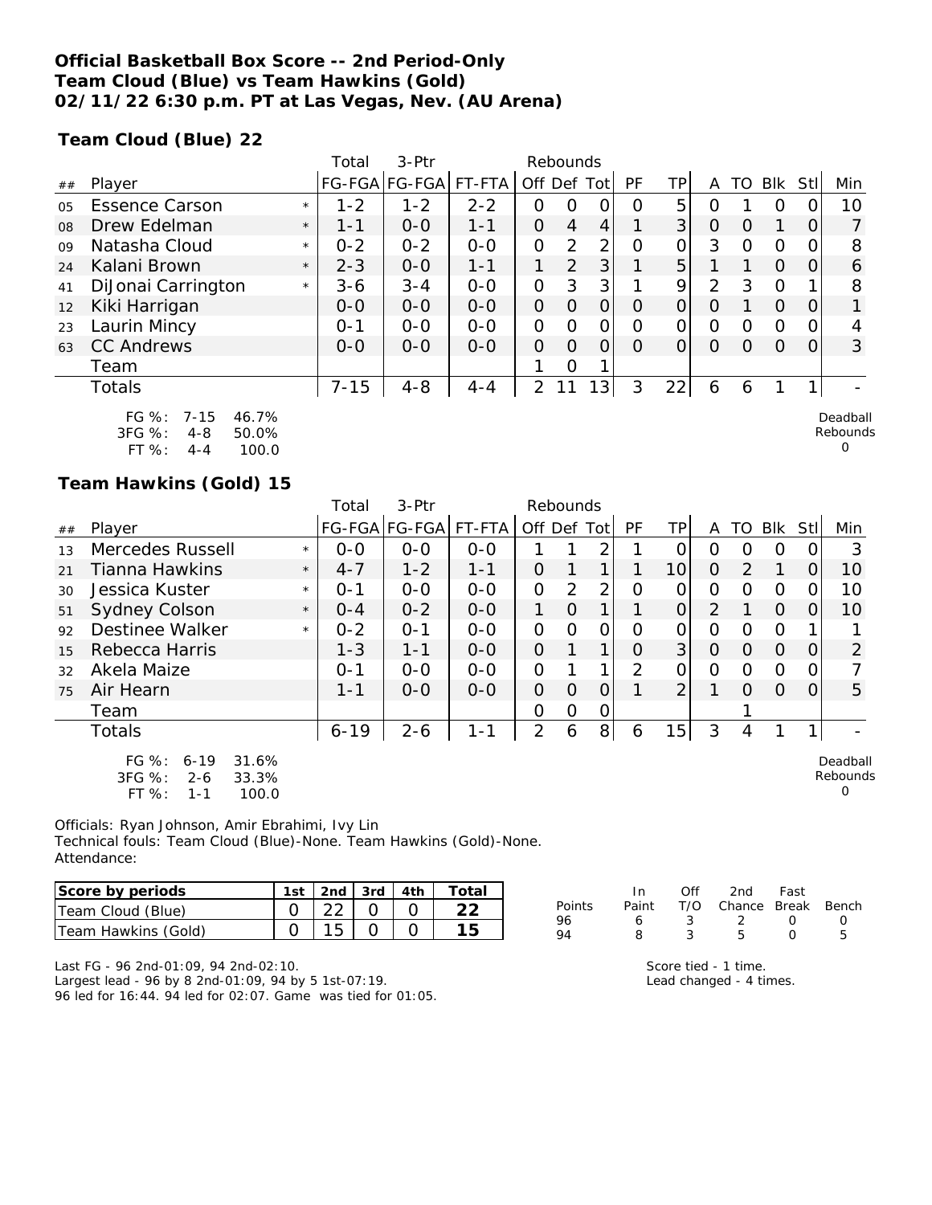**Official Basketball Box Score -- 2nd Period-Only**
**Team Cloud (Blue) vs Team Hawkins (Gold)**
**02/11/22 6:30 p.m. PT at Las Vegas, Nev. (AU Arena)**

**Team Cloud (Blue) 22**

| ## | Player | | Total FG-FGA | 3-Ptr FG-FGA | FT-FTA | Rebounds Off | Def | Tot | PF | TP | A | TO | Blk | Stl | Min |
|---|---|---|---|---|---|---|---|---|---|---|---|---|---|---|---|
| 05 | Essence Carson | * | 1-2 | 1-2 | 2-2 | 0 | 0 | 0 | 0 | 5 | 0 | 1 | 0 | 0 | 10 |
| 08 | Drew Edelman | * | 1-1 | 0-0 | 1-1 | 0 | 4 | 4 | 1 | 3 | 0 | 0 | 1 | 0 | 7 |
| 09 | Natasha Cloud | * | 0-2 | 0-2 | 0-0 | 0 | 2 | 2 | 0 | 0 | 3 | 0 | 0 | 0 | 8 |
| 24 | Kalani Brown | * | 2-3 | 0-0 | 1-1 | 1 | 2 | 3 | 1 | 5 | 1 | 1 | 0 | 0 | 6 |
| 41 | DiJonai Carrington | * | 3-6 | 3-4 | 0-0 | 0 | 3 | 3 | 1 | 9 | 2 | 3 | 0 | 1 | 8 |
| 12 | Kiki Harrigan | | 0-0 | 0-0 | 0-0 | 0 | 0 | 0 | 0 | 0 | 0 | 1 | 0 | 0 | 1 |
| 23 | Laurin Mincy | | 0-1 | 0-0 | 0-0 | 0 | 0 | 0 | 0 | 0 | 0 | 0 | 0 | 0 | 4 |
| 63 | CC Andrews | | 0-0 | 0-0 | 0-0 | 0 | 0 | 0 | 0 | 0 | 0 | 0 | 0 | 0 | 3 |
| | Team | | | | | 1 | 0 | 1 | | | | | | | |
| | Totals | | 7-15 | 4-8 | 4-4 | 2 | 11 | 13 | 3 | 22 | 6 | 6 | 1 | 1 | - |

FG %: 7-15 46.7%
3FG %: 4-8 50.0%
FT %: 4-4 100.0

Deadball Rebounds 0

**Team Hawkins (Gold) 15**

| ## | Player | | Total FG-FGA | 3-Ptr FG-FGA | FT-FTA | Rebounds Off | Def | Tot | PF | TP | A | TO | Blk | Stl | Min |
|---|---|---|---|---|---|---|---|---|---|---|---|---|---|---|---|
| 13 | Mercedes Russell | * | 0-0 | 0-0 | 0-0 | 1 | 1 | 2 | 1 | 0 | 0 | 0 | 0 | 0 | 3 |
| 21 | Tianna Hawkins | * | 4-7 | 1-2 | 1-1 | 0 | 1 | 1 | 1 | 10 | 0 | 2 | 1 | 0 | 10 |
| 30 | Jessica Kuster | * | 0-1 | 0-0 | 0-0 | 0 | 2 | 2 | 0 | 0 | 0 | 0 | 0 | 0 | 10 |
| 51 | Sydney Colson | * | 0-4 | 0-2 | 0-0 | 1 | 0 | 1 | 1 | 0 | 2 | 1 | 0 | 0 | 10 |
| 92 | Destinee Walker | * | 0-2 | 0-1 | 0-0 | 0 | 0 | 0 | 0 | 0 | 0 | 0 | 0 | 1 | 1 |
| 15 | Rebecca Harris | | 1-3 | 1-1 | 0-0 | 0 | 1 | 1 | 0 | 3 | 0 | 0 | 0 | 0 | 2 |
| 32 | Akela Maize | | 0-1 | 0-0 | 0-0 | 0 | 1 | 1 | 2 | 0 | 0 | 0 | 0 | 0 | 7 |
| 75 | Air Hearn | | 1-1 | 0-0 | 0-0 | 0 | 0 | 0 | 1 | 2 | 1 | 0 | 0 | 0 | 5 |
| | Team | | | | | 0 | 0 | 0 | | | | 1 | | | |
| | Totals | | 6-19 | 2-6 | 1-1 | 2 | 6 | 8 | 6 | 15 | 3 | 4 | 1 | 1 | - |

FG %: 6-19 31.6%
3FG %: 2-6 33.3%
FT %: 1-1 100.0

Deadball Rebounds 0

Officials: Ryan Johnson, Amir Ebrahimi, Ivy Lin
Technical fouls: Team Cloud (Blue)-None. Team Hawkins (Gold)-None.
Attendance:

| Score by periods | 1st | 2nd | 3rd | 4th | Total |
|---|---|---|---|---|---|
| Team Cloud (Blue) | 0 | 22 | 0 | 0 | 22 |
| Team Hawkins (Gold) | 0 | 15 | 0 | 0 | 15 |

| Points | In Paint | Off T/O | 2nd Chance | Fast Break | Bench |
|---|---|---|---|---|---|
| 96 | 6 | 3 | 2 | 0 | 0 |
| 94 | 8 | 3 | 5 | 0 | 5 |

Last FG - 96 2nd-01:09, 94 2nd-02:10.
Largest lead - 96 by 8 2nd-01:09, 94 by 5 1st-07:19.
96 led for 16:44. 94 led for 02:07. Game was tied for 01:05.

Score tied - 1 time.
Lead changed - 4 times.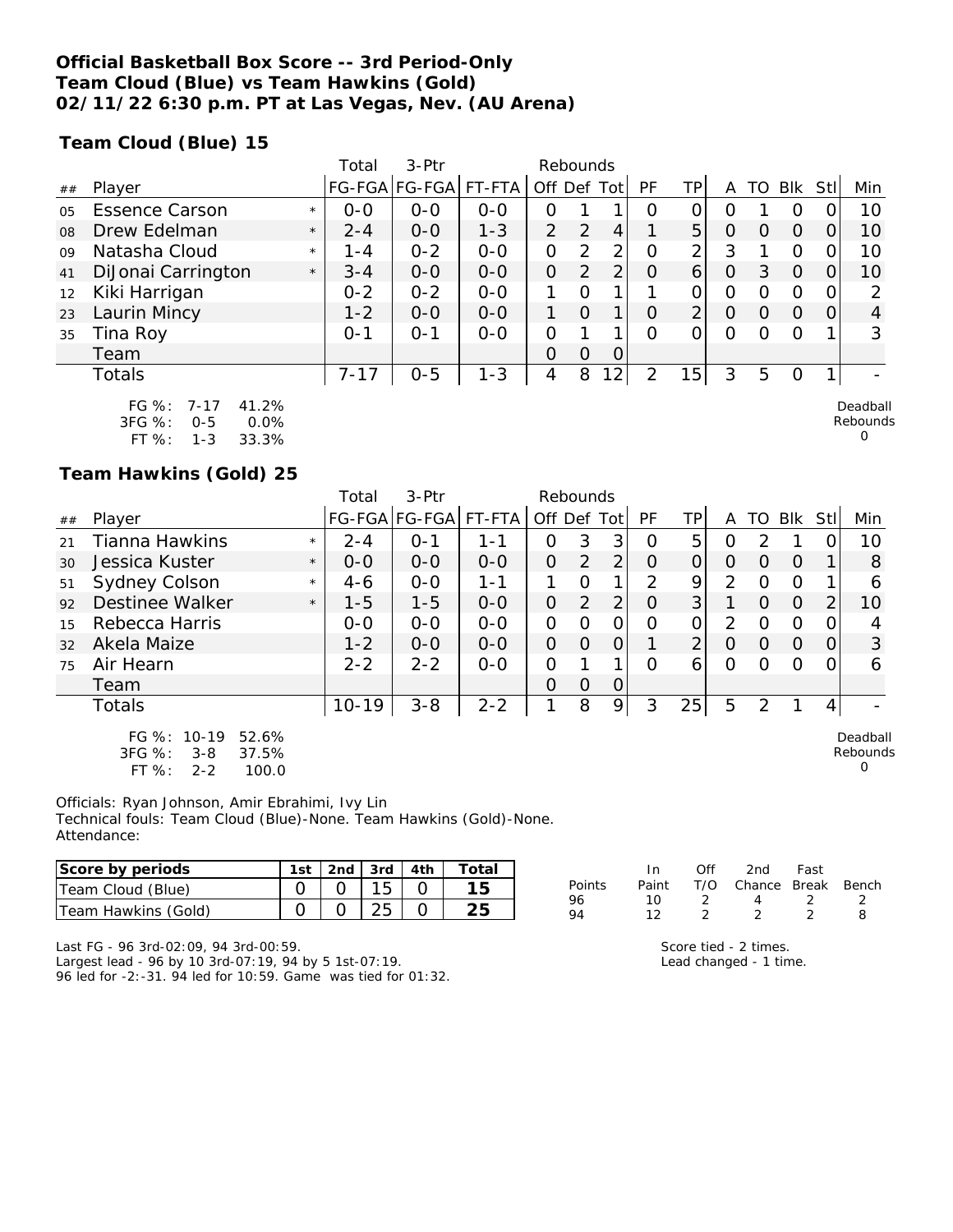**Official Basketball Box Score -- 3rd Period-Only**
**Team Cloud (Blue) vs Team Hawkins (Gold)**
**02/11/22 6:30 p.m. PT at Las Vegas, Nev. (AU Arena)**

**Team Cloud (Blue) 15**

| ## | Player | | Total FG-FGA | 3-Ptr FG-FGA | FT-FTA | Rebounds Off | Def | Tot | PF | TP | A | TO | Blk | Stl | Min |
|---|---|---|---|---|---|---|---|---|---|---|---|---|---|---|---|
| 05 | Essence Carson | * | 0-0 | 0-0 | 0-0 | 0 | 1 | 1 | 0 | 0 | 0 | 1 | 0 | 0 | 10 |
| 08 | Drew Edelman | * | 2-4 | 0-0 | 1-3 | 2 | 2 | 4 | 1 | 5 | 0 | 0 | 0 | 0 | 10 |
| 09 | Natasha Cloud | * | 1-4 | 0-2 | 0-0 | 0 | 2 | 2 | 0 | 2 | 3 | 1 | 0 | 0 | 10 |
| 41 | DiJonai Carrington | * | 3-4 | 0-0 | 0-0 | 0 | 2 | 2 | 0 | 6 | 0 | 3 | 0 | 0 | 10 |
| 12 | Kiki Harrigan | | 0-2 | 0-2 | 0-0 | 1 | 0 | 1 | 1 | 0 | 0 | 0 | 0 | 0 | 2 |
| 23 | Laurin Mincy | | 1-2 | 0-0 | 0-0 | 1 | 0 | 1 | 0 | 2 | 0 | 0 | 0 | 0 | 4 |
| 35 | Tina Roy | | 0-1 | 0-1 | 0-0 | 0 | 1 | 1 | 0 | 0 | 0 | 0 | 0 | 1 | 3 |
| | Team | | | | | 0 | 0 | 0 | | | | | | | |
| | Totals | | 7-17 | 0-5 | 1-3 | 4 | 8 | 12 | 2 | 15 | 3 | 5 | 0 | 1 | - |

FG %: 7-17 41.2%
3FG %: 0-5 0.0%
FT %: 1-3 33.3%

Deadball Rebounds 0

**Team Hawkins (Gold) 25**

| ## | Player | | Total FG-FGA | 3-Ptr FG-FGA | FT-FTA | Rebounds Off | Def | Tot | PF | TP | A | TO | Blk | Stl | Min |
|---|---|---|---|---|---|---|---|---|---|---|---|---|---|---|---|
| 21 | Tianna Hawkins | * | 2-4 | 0-1 | 1-1 | 0 | 3 | 3 | 0 | 5 | 0 | 2 | 1 | 0 | 10 |
| 30 | Jessica Kuster | * | 0-0 | 0-0 | 0-0 | 0 | 2 | 2 | 0 | 0 | 0 | 0 | 0 | 1 | 8 |
| 51 | Sydney Colson | * | 4-6 | 0-0 | 1-1 | 1 | 0 | 1 | 2 | 9 | 2 | 0 | 0 | 1 | 6 |
| 92 | Destinee Walker | * | 1-5 | 1-5 | 0-0 | 0 | 2 | 2 | 0 | 3 | 1 | 0 | 0 | 2 | 10 |
| 15 | Rebecca Harris | | 0-0 | 0-0 | 0-0 | 0 | 0 | 0 | 0 | 0 | 2 | 0 | 0 | 0 | 4 |
| 32 | Akela Maize | | 1-2 | 0-0 | 0-0 | 0 | 0 | 0 | 1 | 2 | 0 | 0 | 0 | 0 | 3 |
| 75 | Air Hearn | | 2-2 | 2-2 | 0-0 | 0 | 1 | 1 | 0 | 6 | 0 | 0 | 0 | 0 | 6 |
| | Team | | | | | 0 | 0 | 0 | | | | | | | |
| | Totals | | 10-19 | 3-8 | 2-2 | 1 | 8 | 9 | 3 | 25 | 5 | 2 | 1 | 4 | - |

FG %: 10-19 52.6%
3FG %: 3-8 37.5%
FT %: 2-2 100.0

Deadball Rebounds 0

Officials: Ryan Johnson, Amir Ebrahimi, Ivy Lin
Technical fouls: Team Cloud (Blue)-None. Team Hawkins (Gold)-None.
Attendance:

| Score by periods | 1st | 2nd | 3rd | 4th | Total |
|---|---|---|---|---|---|
| Team Cloud (Blue) | 0 | 0 | 15 | 0 | 15 |
| Team Hawkins (Gold) | 0 | 0 | 25 | 0 | 25 |

| Points | In Paint | Off T/O | 2nd Chance | Fast Break | Bench |
|---|---|---|---|---|---|
| 96 | 10 | 2 | 4 | 2 | 2 |
| 94 | 12 | 2 | 2 | 2 | 8 |

Last FG - 96 3rd-02:09, 94 3rd-00:59.
Largest lead - 96 by 10 3rd-07:19, 94 by 5 1st-07:19.
96 led for -2:-31. 94 led for 10:59. Game was tied for 01:32.

Score tied - 2 times.
Lead changed - 1 time.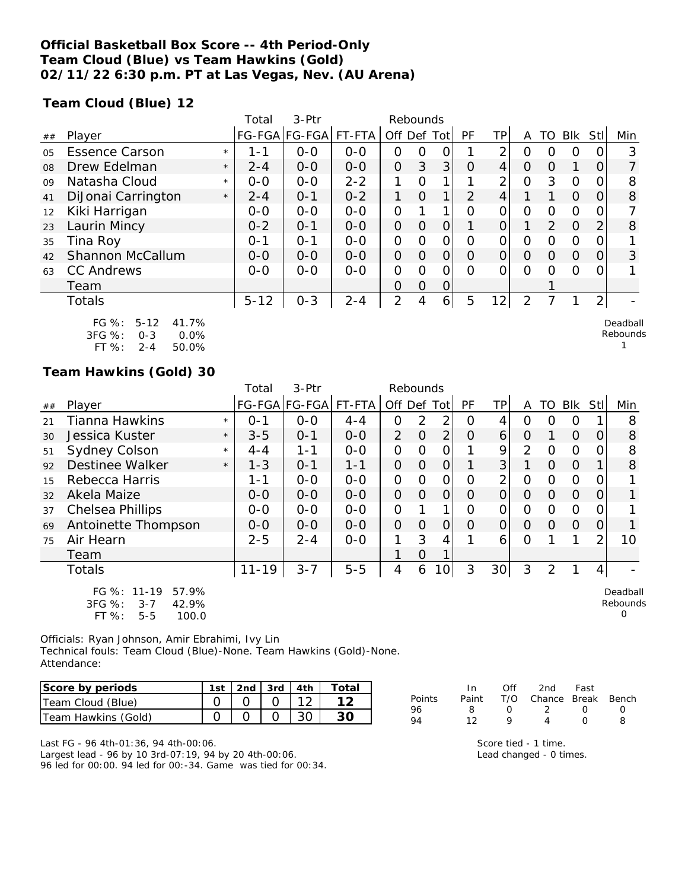**Official Basketball Box Score -- 4th Period-Only**
**Team Cloud (Blue) vs Team Hawkins (Gold)**
**02/11/22 6:30 p.m. PT at Las Vegas, Nev. (AU Arena)**

**Team Cloud (Blue) 12**

| ## | Player | | Total FG-FGA | 3-Ptr FG-FGA | FT-FTA | Rebounds Off | Def | Tot | PF | TP | A | TO | Blk | Stl | Min |
|---|---|---|---|---|---|---|---|---|---|---|---|---|---|---|---|
| 05 | Essence Carson | * | 1-1 | 0-0 | 0-0 | 0 | 0 | 0 | 1 | 2 | 0 | 0 | 0 | 0 | 3 |
| 08 | Drew Edelman | * | 2-4 | 0-0 | 0-0 | 0 | 3 | 3 | 0 | 4 | 0 | 0 | 1 | 0 | 7 |
| 09 | Natasha Cloud | * | 0-0 | 0-0 | 2-2 | 1 | 0 | 1 | 1 | 2 | 0 | 3 | 0 | 0 | 8 |
| 41 | DiJonai Carrington | * | 2-4 | 0-1 | 0-2 | 1 | 0 | 1 | 2 | 4 | 1 | 1 | 0 | 0 | 8 |
| 12 | Kiki Harrigan | | 0-0 | 0-0 | 0-0 | 0 | 1 | 1 | 0 | 0 | 0 | 0 | 0 | 0 | 7 |
| 23 | Laurin Mincy | | 0-2 | 0-1 | 0-0 | 0 | 0 | 0 | 1 | 0 | 1 | 2 | 0 | 2 | 8 |
| 35 | Tina Roy | | 0-1 | 0-1 | 0-0 | 0 | 0 | 0 | 0 | 0 | 0 | 0 | 0 | 0 | 1 |
| 42 | Shannon McCallum | | 0-0 | 0-0 | 0-0 | 0 | 0 | 0 | 0 | 0 | 0 | 0 | 0 | 0 | 3 |
| 63 | CC Andrews | | 0-0 | 0-0 | 0-0 | 0 | 0 | 0 | 0 | 0 | 0 | 0 | 0 | 0 | 1 |
| | Team | | | | | 0 | 0 | 0 | | | | 1 | | | |
| | Totals | | 5-12 | 0-3 | 2-4 | 2 | 4 | 6 | 5 | 12 | 2 | 7 | 1 | 2 | - |

FG %: 5-12 41.7%
3FG %: 0-3 0.0%
FT %: 2-4 50.0%

Deadball Rebounds 1

**Team Hawkins (Gold) 30**

| ## | Player | | Total FG-FGA | 3-Ptr FG-FGA | FT-FTA | Rebounds Off | Def | Tot | PF | TP | A | TO | Blk | Stl | Min |
|---|---|---|---|---|---|---|---|---|---|---|---|---|---|---|---|
| 21 | Tianna Hawkins | * | 0-1 | 0-0 | 4-4 | 0 | 2 | 2 | 0 | 4 | 0 | 0 | 0 | 1 | 8 |
| 30 | Jessica Kuster | * | 3-5 | 0-1 | 0-0 | 2 | 0 | 2 | 0 | 6 | 0 | 1 | 0 | 0 | 8 |
| 51 | Sydney Colson | * | 4-4 | 1-1 | 0-0 | 0 | 0 | 0 | 1 | 9 | 2 | 0 | 0 | 0 | 8 |
| 92 | Destinee Walker | * | 1-3 | 0-1 | 1-1 | 0 | 0 | 0 | 1 | 3 | 1 | 0 | 0 | 1 | 8 |
| 15 | Rebecca Harris | | 1-1 | 0-0 | 0-0 | 0 | 0 | 0 | 0 | 2 | 0 | 0 | 0 | 0 | 1 |
| 32 | Akela Maize | | 0-0 | 0-0 | 0-0 | 0 | 0 | 0 | 0 | 0 | 0 | 0 | 0 | 0 | 1 |
| 37 | Chelsea Phillips | | 0-0 | 0-0 | 0-0 | 0 | 1 | 1 | 0 | 0 | 0 | 0 | 0 | 0 | 1 |
| 69 | Antoinette Thompson | | 0-0 | 0-0 | 0-0 | 0 | 0 | 0 | 0 | 0 | 0 | 0 | 0 | 0 | 1 |
| 75 | Air Hearn | | 2-5 | 2-4 | 0-0 | 1 | 3 | 4 | 1 | 6 | 0 | 1 | 1 | 2 | 10 |
| | Team | | | | | 1 | 0 | 1 | | | | | | | |
| | Totals | | 11-19 | 3-7 | 5-5 | 4 | 6 | 10 | 3 | 30 | 3 | 2 | 1 | 4 | - |

FG %: 11-19 57.9%
3FG %: 3-7 42.9%
FT %: 5-5 100.0

Deadball Rebounds 0

Officials: Ryan Johnson, Amir Ebrahimi, Ivy Lin
Technical fouls: Team Cloud (Blue)-None. Team Hawkins (Gold)-None.
Attendance:

| Score by periods | 1st | 2nd | 3rd | 4th | Total |
|---|---|---|---|---|---|
| Team Cloud (Blue) | 0 | 0 | 0 | 12 | 12 |
| Team Hawkins (Gold) | 0 | 0 | 0 | 30 | 30 |

| Points | In Paint | Off T/O | 2nd Chance | Fast Break | Bench |
|---|---|---|---|---|---|
| 96 | 8 | 0 | 2 | 0 | 0 |
| 94 | 12 | 9 | 4 | 0 | 8 |

Last FG - 96 4th-01:36, 94 4th-00:06.
Largest lead - 96 by 10 3rd-07:19, 94 by 20 4th-00:06.
96 led for 00:00. 94 led for 00:-34. Game was tied for 00:34.

Score tied - 1 time.
Lead changed - 0 times.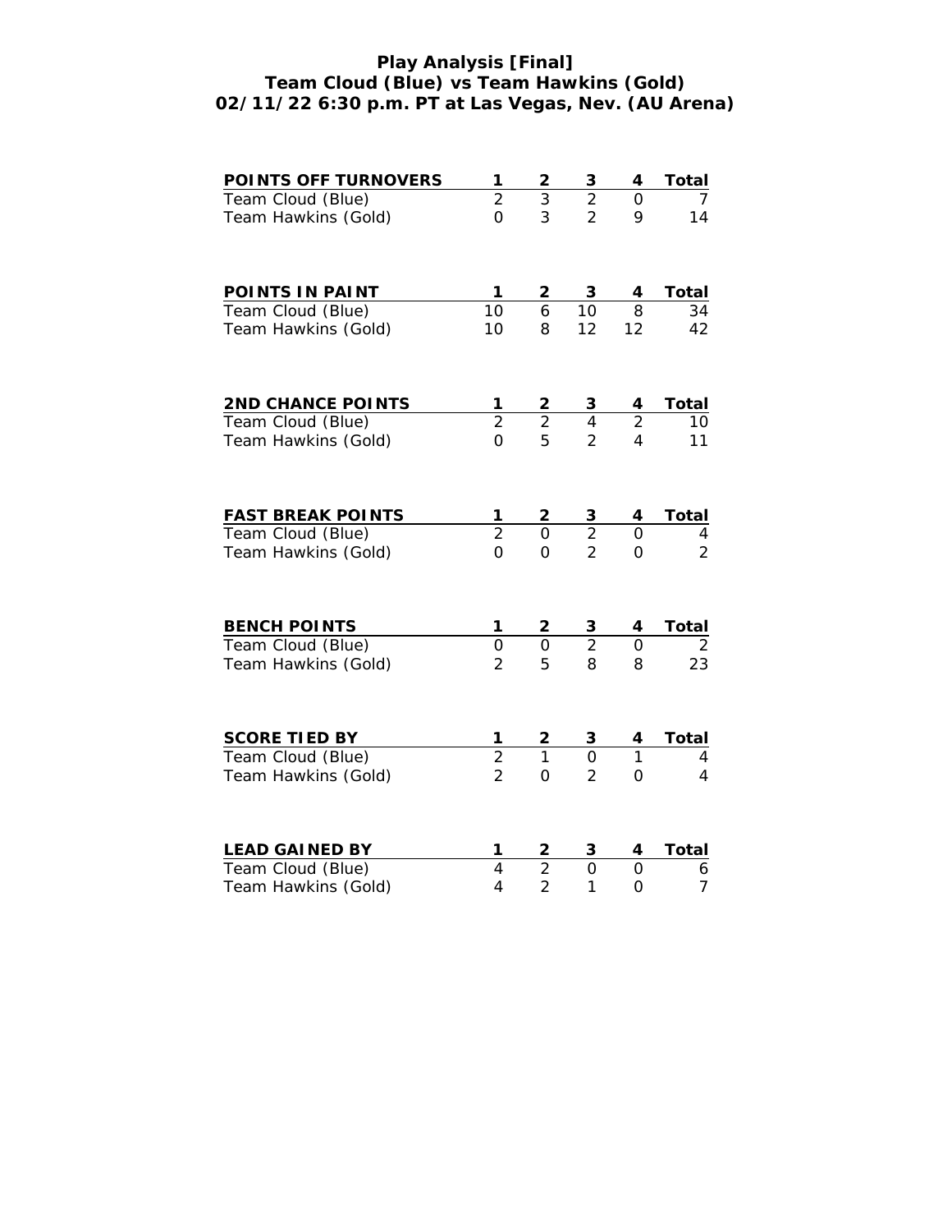**Play Analysis [Final]**
**Team Cloud (Blue) vs Team Hawkins (Gold)**
**02/11/22 6:30 p.m. PT at Las Vegas, Nev. (AU Arena)**

| POINTS OFF TURNOVERS | 1 | 2 | 3 | 4 | Total |
| --- | --- | --- | --- | --- | --- |
| Team Cloud (Blue) | 2 | 3 | 2 | 0 | 7 |
| Team Hawkins (Gold) | 0 | 3 | 2 | 9 | 14 |

| POINTS IN PAINT | 1 | 2 | 3 | 4 | Total |
| --- | --- | --- | --- | --- | --- |
| Team Cloud (Blue) | 10 | 6 | 10 | 8 | 34 |
| Team Hawkins (Gold) | 10 | 8 | 12 | 12 | 42 |

| 2ND CHANCE POINTS | 1 | 2 | 3 | 4 | Total |
| --- | --- | --- | --- | --- | --- |
| Team Cloud (Blue) | 2 | 2 | 4 | 2 | 10 |
| Team Hawkins (Gold) | 0 | 5 | 2 | 4 | 11 |

| FAST BREAK POINTS | 1 | 2 | 3 | 4 | Total |
| --- | --- | --- | --- | --- | --- |
| Team Cloud (Blue) | 2 | 0 | 2 | 0 | 4 |
| Team Hawkins (Gold) | 0 | 0 | 2 | 0 | 2 |

| BENCH POINTS | 1 | 2 | 3 | 4 | Total |
| --- | --- | --- | --- | --- | --- |
| Team Cloud (Blue) | 0 | 0 | 2 | 0 | 2 |
| Team Hawkins (Gold) | 2 | 5 | 8 | 8 | 23 |

| SCORE TIED BY | 1 | 2 | 3 | 4 | Total |
| --- | --- | --- | --- | --- | --- |
| Team Cloud (Blue) | 2 | 1 | 0 | 1 | 4 |
| Team Hawkins (Gold) | 2 | 0 | 2 | 0 | 4 |

| LEAD GAINED BY | 1 | 2 | 3 | 4 | Total |
| --- | --- | --- | --- | --- | --- |
| Team Cloud (Blue) | 4 | 2 | 0 | 0 | 6 |
| Team Hawkins (Gold) | 4 | 2 | 1 | 0 | 7 |